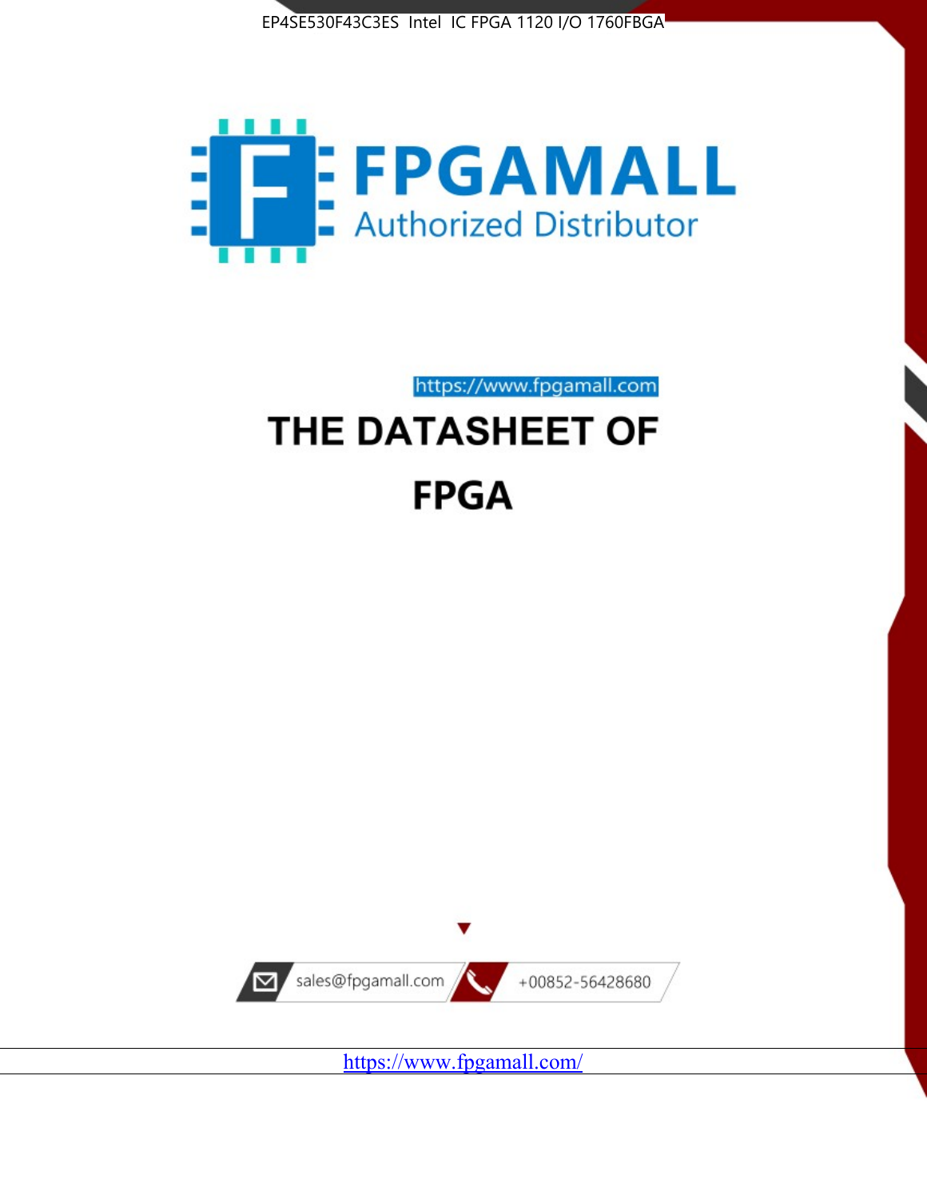EP4SE530F43C3ES Intel IC FPGA 1120 I/O 1760FBGA

FPGAMALL

Authorized Distributor

https://www.fpgamall.com

# THE DATASHEET OF

# FPGA

sales@fpgamall.com

+00852-56428680

https://www.fpgamall.com/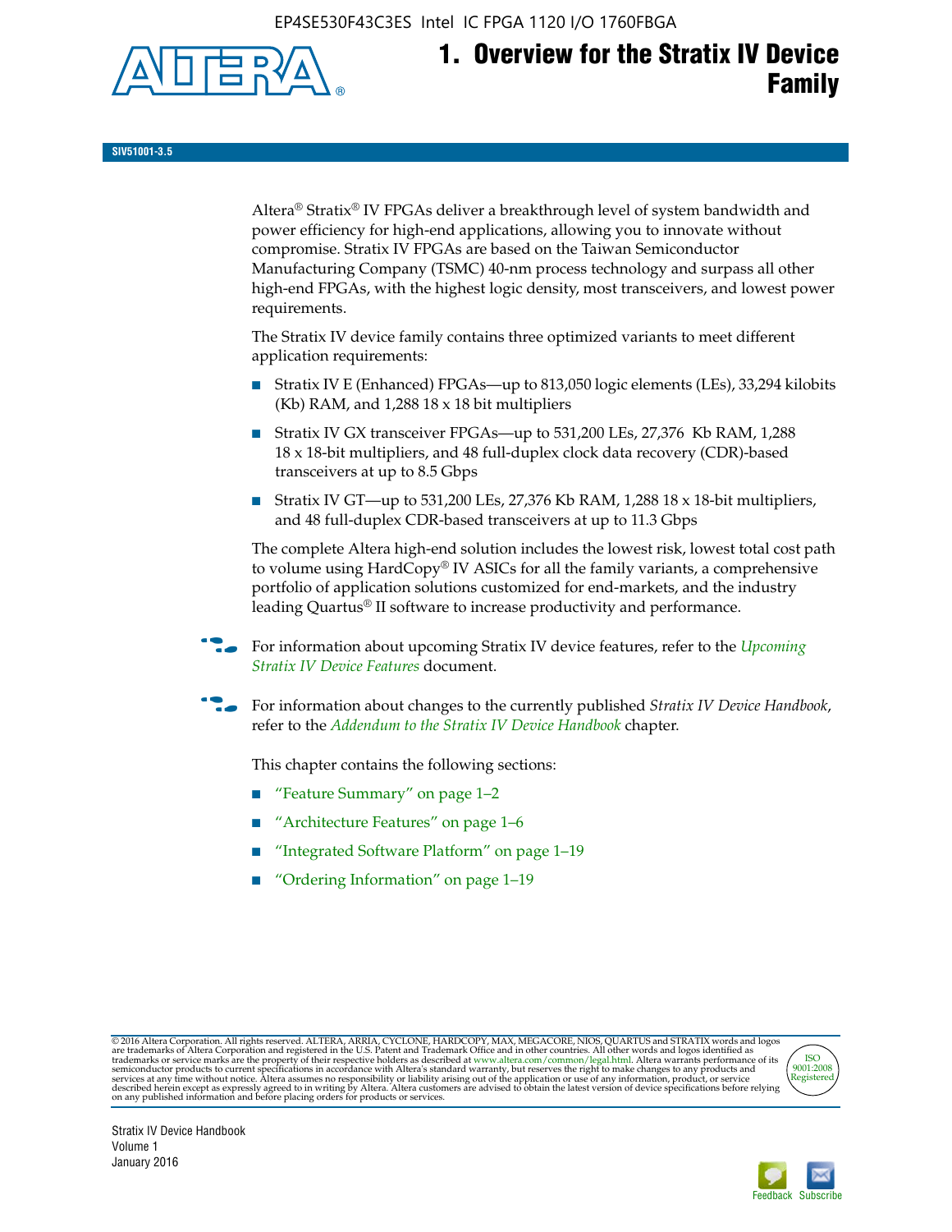# 1. Overview for the Stratix IV Device Family

**SIV51001-3.5**

Altera® Stratix® IV FPGAs deliver a breakthrough level of system bandwidth and power efficiency for high-end applications, allowing you to innovate without compromise. Stratix IV FPGAs are based on the Taiwan Semiconductor Manufacturing Company (TSMC) 40-nm process technology and surpass all other high-end FPGAs, with the highest logic density, most transceivers, and lowest power requirements.

The Stratix IV device family contains three optimized variants to meet different application requirements:

- Stratix IV E (Enhanced) FPGAs—up to 813,050 logic elements (LEs), 33,294 kilobits (Kb) RAM, and 1,288 18 x 18 bit multipliers
- Stratix IV GX transceiver FPGAs—up to 531,200 LEs, 27,376 Kb RAM, 1,288 18 x 18-bit multipliers, and 48 full-duplex clock data recovery (CDR)-based transceivers at up to 8.5 Gbps
- Stratix IV GT—up to 531,200 LEs, 27,376 Kb RAM, 1,288 18 x 18-bit multipliers, and 48 full-duplex CDR-based transceivers at up to 11.3 Gbps

The complete Altera high-end solution includes the lowest risk, lowest total cost path to volume using HardCopy® IV ASICs for all the family variants, a comprehensive portfolio of application solutions customized for end-markets, and the industry leading Quartus® II software to increase productivity and performance.

For information about upcoming Stratix IV device features, refer to the *Upcoming Stratix IV Device Features* document.

For information about changes to the currently published *Stratix IV Device Handbook*, refer to the *Addendum to the Stratix IV Device Handbook* chapter.

This chapter contains the following sections:

- "Feature Summary" on page 1–2
- "Architecture Features" on page 1–6
- "Integrated Software Platform" on page 1–19
- "Ordering Information" on page 1–19

© 2016 Altera Corporation. All rights reserved. ALTERA, ARRIA, CYCLONE, HARDCOPY, MAX, MEGACORE, NIOS, QUARTUS and STRATIX words and logos are trademarks of Altera Corporation and registered in the U.S. Patent and Trademark Office and in other countries. All other words and logos identified as trademarks or service marks are the property of their respective holders as described at www.altera.com/common/legal.html. Altera warrants performance of its semiconductor products to current specifications in accordance with Altera's standard warranty, but reserves the right to make changes to any products and services at any time without notice. Altera assumes no responsibility or liability arising out of the application or use of any information, product, or service described herein except as expressly agreed to in writing by Altera. Altera customers are advised to obtain the latest version of device specifications before relying on any published information and before placing orders for products or services.

ISO 9001:2008 Registered

Stratix IV Device Handbook
Volume 1
January 2016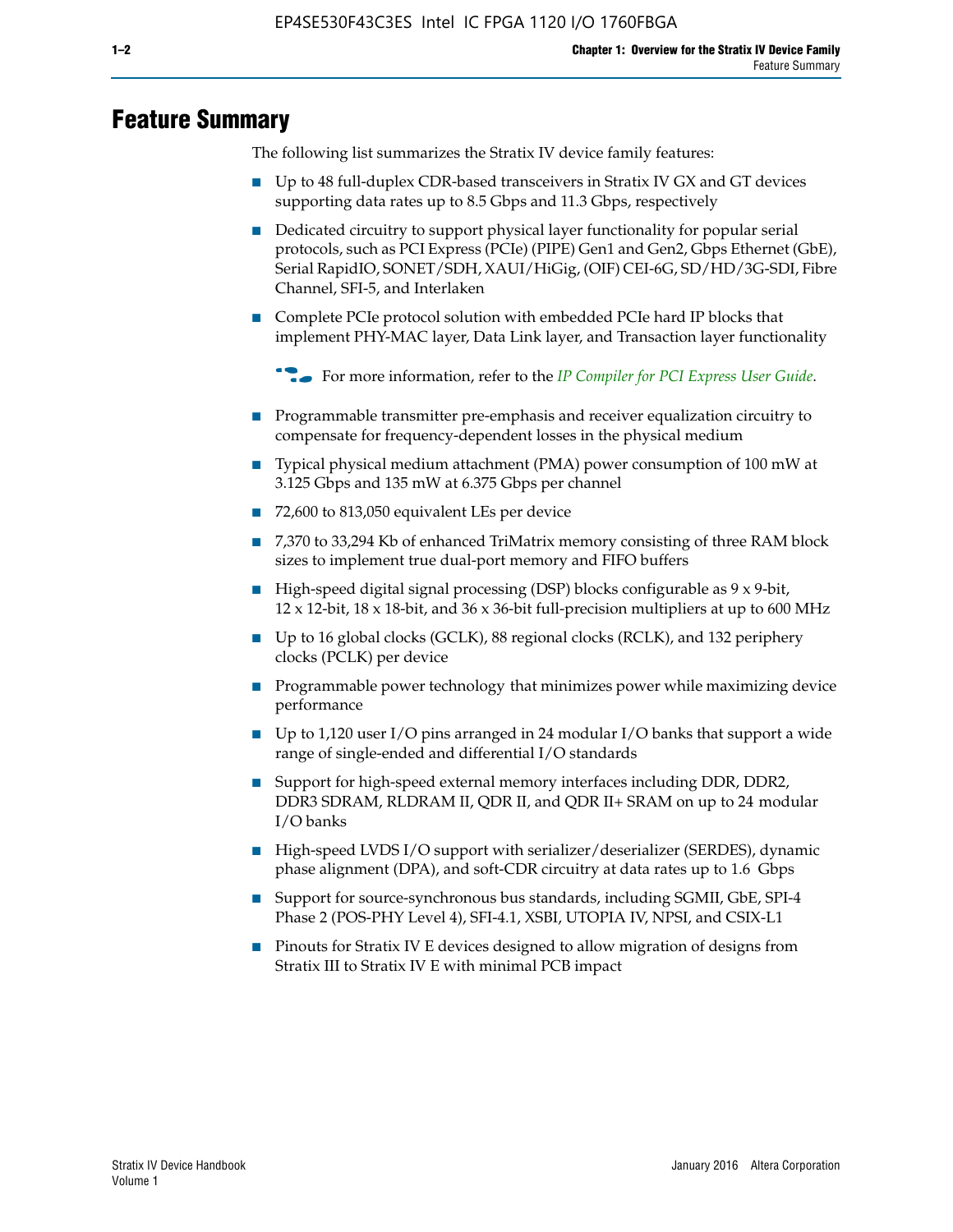# Feature Summary

The following list summarizes the Stratix IV device family features:

- Up to 48 full-duplex CDR-based transceivers in Stratix IV GX and GT devices supporting data rates up to 8.5 Gbps and 11.3 Gbps, respectively
- Dedicated circuitry to support physical layer functionality for popular serial protocols, such as PCI Express (PCIe) (PIPE) Gen1 and Gen2, Gbps Ethernet (GbE), Serial RapidIO, SONET/SDH, XAUI/HiGig, (OIF) CEI-6G, SD/HD/3G-SDI, Fibre Channel, SFI-5, and Interlaken
- Complete PCIe protocol solution with embedded PCIe hard IP blocks that implement PHY-MAC layer, Data Link layer, and Transaction layer functionality

  For more information, refer to the *IP Compiler for PCI Express User Guide*.

- Programmable transmitter pre-emphasis and receiver equalization circuitry to compensate for frequency-dependent losses in the physical medium
- Typical physical medium attachment (PMA) power consumption of 100 mW at 3.125 Gbps and 135 mW at 6.375 Gbps per channel
- 72,600 to 813,050 equivalent LEs per device
- 7,370 to 33,294 Kb of enhanced TriMatrix memory consisting of three RAM block sizes to implement true dual-port memory and FIFO buffers
- High-speed digital signal processing (DSP) blocks configurable as 9 x 9-bit, 12 x 12-bit, 18 x 18-bit, and 36 x 36-bit full-precision multipliers at up to 600 MHz
- Up to 16 global clocks (GCLK), 88 regional clocks (RCLK), and 132 periphery clocks (PCLK) per device
- Programmable power technology that minimizes power while maximizing device performance
- Up to 1,120 user I/O pins arranged in 24 modular I/O banks that support a wide range of single-ended and differential I/O standards
- Support for high-speed external memory interfaces including DDR, DDR2, DDR3 SDRAM, RLDRAM II, QDR II, and QDR II+ SRAM on up to 24 modular I/O banks
- High-speed LVDS I/O support with serializer/deserializer (SERDES), dynamic phase alignment (DPA), and soft-CDR circuitry at data rates up to 1.6 Gbps
- Support for source-synchronous bus standards, including SGMII, GbE, SPI-4 Phase 2 (POS-PHY Level 4), SFI-4.1, XSBI, UTOPIA IV, NPSI, and CSIX-L1
- Pinouts for Stratix IV E devices designed to allow migration of designs from Stratix III to Stratix IV E with minimal PCB impact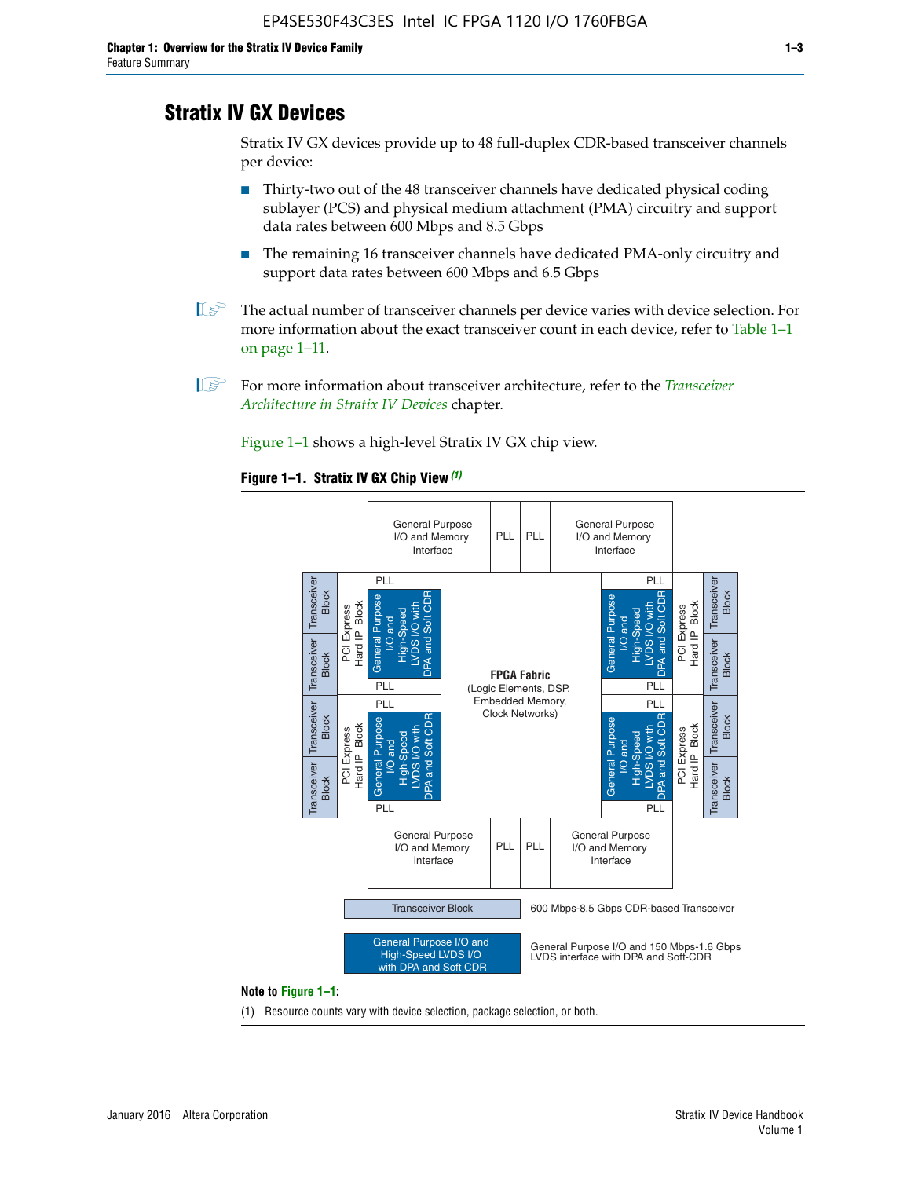## Stratix IV GX Devices

Stratix IV GX devices provide up to 48 full-duplex CDR-based transceiver channels per device:

- Thirty-two out of the 48 transceiver channels have dedicated physical coding sublayer (PCS) and physical medium attachment (PMA) circuitry and support data rates between 600 Mbps and 8.5 Gbps
- The remaining 16 transceiver channels have dedicated PMA-only circuitry and support data rates between 600 Mbps and 6.5 Gbps

The actual number of transceiver channels per device varies with device selection. For more information about the exact transceiver count in each device, refer to Table 1–1 on page 1–11.

For more information about transceiver architecture, refer to the *Transceiver Architecture in Stratix IV Devices* chapter.

Figure 1–1 shows a high-level Stratix IV GX chip view.

**Figure 1–1. Stratix IV GX Chip View** *(1)*

General Purpose I/O and Memory Interface | PLL | PLL | General Purpose I/O and Memory Interface

Transceiver Block | Transceiver Block | PCI Express Hard IP Block | PLL | General Purpose I/O and High-Speed LVDS I/O with DPA and Soft CDR | PLL

**FPGA Fabric** (Logic Elements, DSP, Embedded Memory, Clock Networks)

Transceiver Block — 600 Mbps-8.5 Gbps CDR-based Transceiver

General Purpose I/O and High-Speed LVDS I/O with DPA and Soft CDR — General Purpose I/O and 150 Mbps-1.6 Gbps LVDS interface with DPA and Soft-CDR

**Note to Figure 1–1:**

(1) Resource counts vary with device selection, package selection, or both.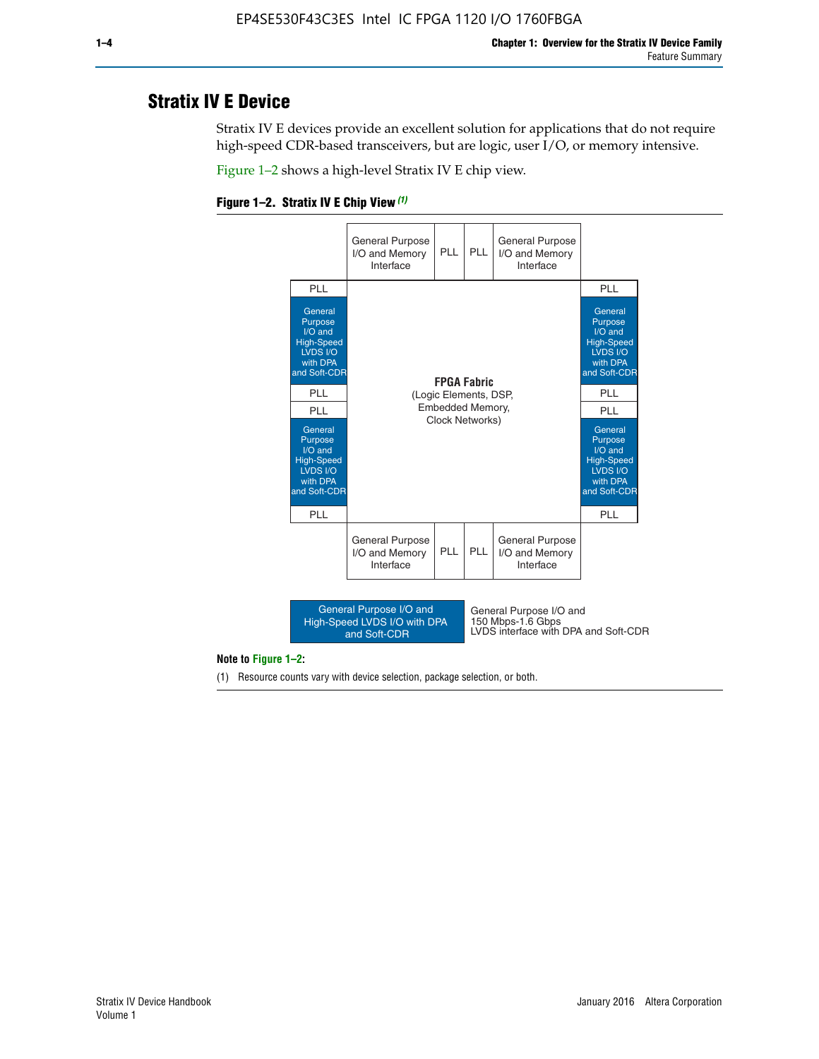## Stratix IV E Device

Stratix IV E devices provide an excellent solution for applications that do not require high-speed CDR-based transceivers, but are logic, user I/O, or memory intensive.

Figure 1–2 shows a high-level Stratix IV E chip view.

**Figure 1–2. Stratix IV E Chip View** *(1)*

General Purpose I/O and Memory Interface | PLL | PLL | General Purpose I/O and Memory Interface

PLL | General Purpose I/O and High-Speed LVDS I/O with DPA and Soft-CDR | PLL | PLL | General Purpose I/O and High-Speed LVDS I/O with DPA and Soft-CDR | PLL

**FPGA Fabric**
(Logic Elements, DSP, Embedded Memory, Clock Networks)

PLL | General Purpose I/O and High-Speed LVDS I/O with DPA and Soft-CDR | PLL | PLL | General Purpose I/O and High-Speed LVDS I/O with DPA and Soft-CDR | PLL

General Purpose I/O and Memory Interface | PLL | PLL | General Purpose I/O and Memory Interface

General Purpose I/O and High-Speed LVDS I/O with DPA and Soft-CDR: General Purpose I/O and 150 Mbps-1.6 Gbps LVDS interface with DPA and Soft-CDR

**Note to Figure 1–2:**

(1) Resource counts vary with device selection, package selection, or both.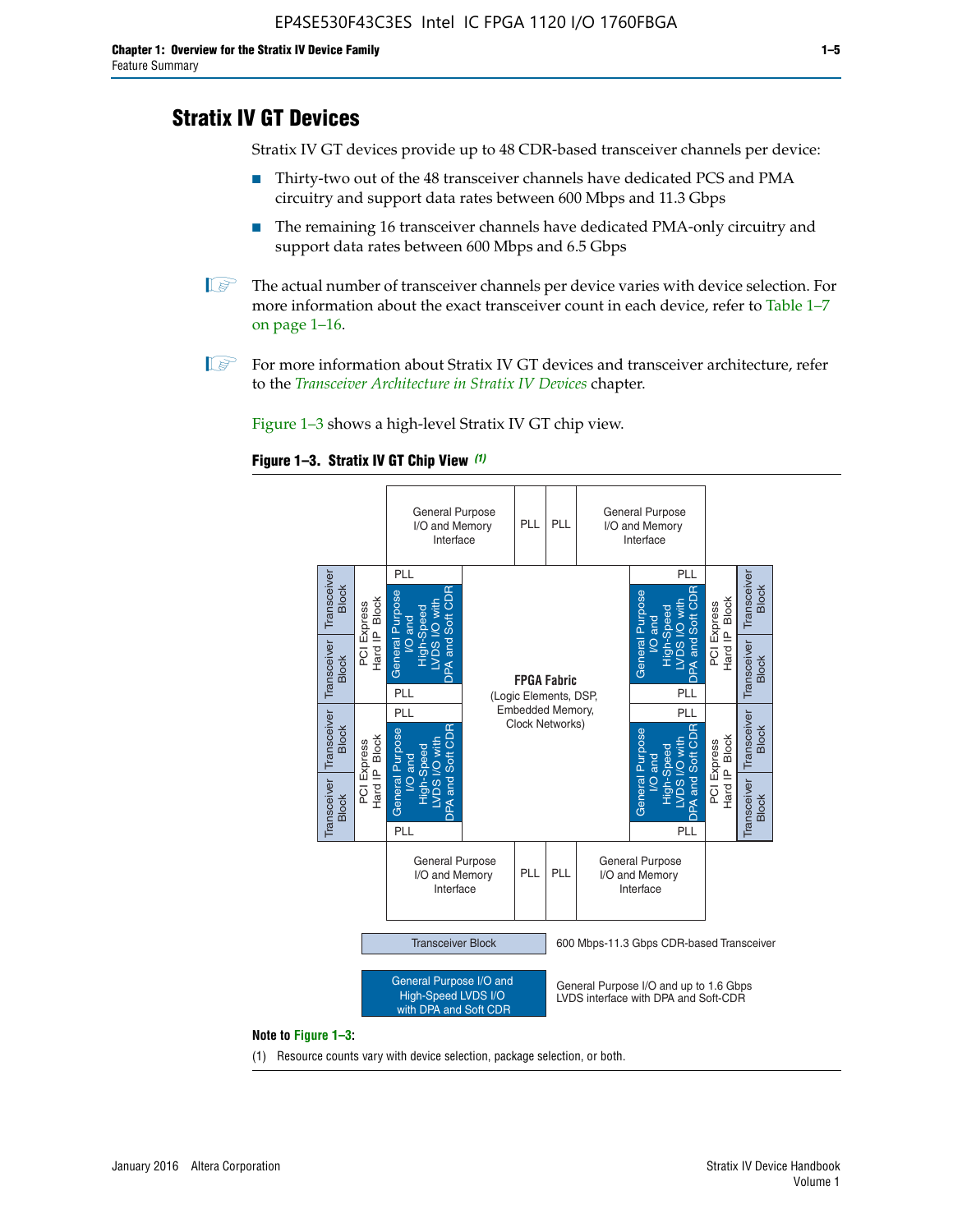## Stratix IV GT Devices

Stratix IV GT devices provide up to 48 CDR-based transceiver channels per device:

- Thirty-two out of the 48 transceiver channels have dedicated PCS and PMA circuitry and support data rates between 600 Mbps and 11.3 Gbps
- The remaining 16 transceiver channels have dedicated PMA-only circuitry and support data rates between 600 Mbps and 6.5 Gbps

The actual number of transceiver channels per device varies with device selection. For more information about the exact transceiver count in each device, refer to Table 1–7 on page 1–16.

For more information about Stratix IV GT devices and transceiver architecture, refer to the *Transceiver Architecture in Stratix IV Devices* chapter.

Figure 1–3 shows a high-level Stratix IV GT chip view.

**Figure 1–3. Stratix IV GT Chip View** *(1)*

General Purpose I/O and Memory Interface | PLL | PLL | General Purpose I/O and Memory Interface

Transceiver Block | Transceiver Block | PCI Express Hard IP Block | PLL | General Purpose I/O and High-Speed LVDS I/O with DPA and Soft CDR | PLL

Transceiver Block | Transceiver Block | PCI Express Hard IP Block | PLL | General Purpose I/O and High-Speed LVDS I/O with DPA and Soft CDR | PLL

**FPGA Fabric** (Logic Elements, DSP, Embedded Memory, Clock Networks)

PLL | General Purpose I/O and High-Speed LVDS I/O with DPA and Soft CDR | PLL | PCI Express Hard IP Block | Transceiver Block | Transceiver Block

PLL | General Purpose I/O and High-Speed LVDS I/O with DPA and Soft CDR | PLL | PCI Express Hard IP Block | Transceiver Block | Transceiver Block

General Purpose I/O and Memory Interface | PLL | PLL | General Purpose I/O and Memory Interface

Transceiver Block — 600 Mbps-11.3 Gbps CDR-based Transceiver

General Purpose I/O and High-Speed LVDS I/O with DPA and Soft CDR — General Purpose I/O and up to 1.6 Gbps LVDS interface with DPA and Soft-CDR

**Note to Figure 1–3:**

(1) Resource counts vary with device selection, package selection, or both.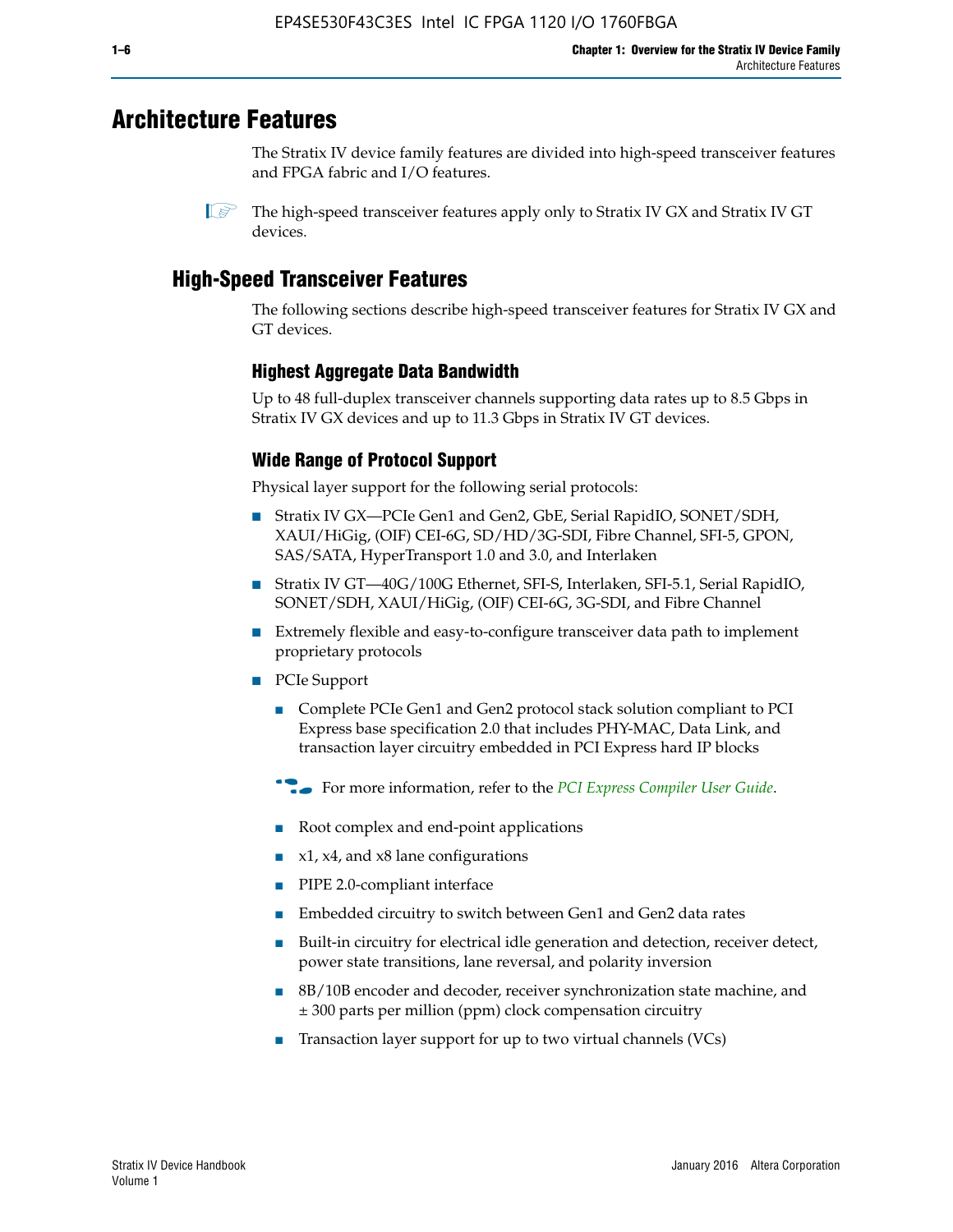# Architecture Features

The Stratix IV device family features are divided into high-speed transceiver features and FPGA fabric and I/O features.

The high-speed transceiver features apply only to Stratix IV GX and Stratix IV GT devices.

## High-Speed Transceiver Features

The following sections describe high-speed transceiver features for Stratix IV GX and GT devices.

### Highest Aggregate Data Bandwidth

Up to 48 full-duplex transceiver channels supporting data rates up to 8.5 Gbps in Stratix IV GX devices and up to 11.3 Gbps in Stratix IV GT devices.

### Wide Range of Protocol Support

Physical layer support for the following serial protocols:

- Stratix IV GX—PCIe Gen1 and Gen2, GbE, Serial RapidIO, SONET/SDH, XAUI/HiGig, (OIF) CEI-6G, SD/HD/3G-SDI, Fibre Channel, SFI-5, GPON, SAS/SATA, HyperTransport 1.0 and 3.0, and Interlaken
- Stratix IV GT—40G/100G Ethernet, SFI-S, Interlaken, SFI-5.1, Serial RapidIO, SONET/SDH, XAUI/HiGig, (OIF) CEI-6G, 3G-SDI, and Fibre Channel
- Extremely flexible and easy-to-configure transceiver data path to implement proprietary protocols
- PCIe Support
  - Complete PCIe Gen1 and Gen2 protocol stack solution compliant to PCI Express base specification 2.0 that includes PHY-MAC, Data Link, and transaction layer circuitry embedded in PCI Express hard IP blocks

  For more information, refer to the *PCI Express Compiler User Guide*.

  - Root complex and end-point applications
  - x1, x4, and x8 lane configurations
  - PIPE 2.0-compliant interface
  - Embedded circuitry to switch between Gen1 and Gen2 data rates
  - Built-in circuitry for electrical idle generation and detection, receiver detect, power state transitions, lane reversal, and polarity inversion
  - 8B/10B encoder and decoder, receiver synchronization state machine, and ± 300 parts per million (ppm) clock compensation circuitry
  - Transaction layer support for up to two virtual channels (VCs)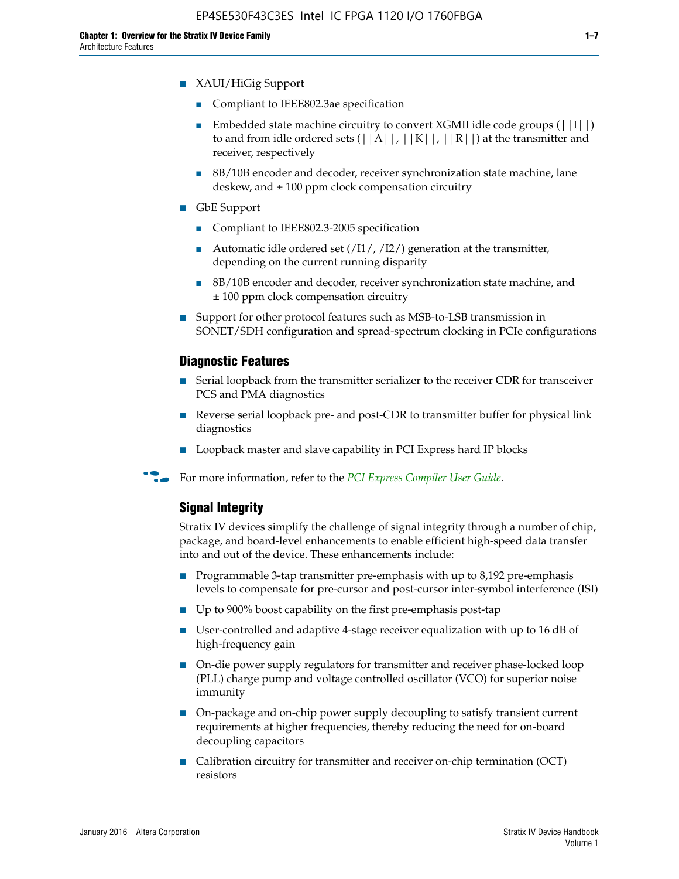- XAUI/HiGig Support
  - Compliant to IEEE802.3ae specification
  - Embedded state machine circuitry to convert XGMII idle code groups (||I||) to and from idle ordered sets (||A||, ||K||, ||R||) at the transmitter and receiver, respectively
  - 8B/10B encoder and decoder, receiver synchronization state machine, lane deskew, and ± 100 ppm clock compensation circuitry
- GbE Support
  - Compliant to IEEE802.3-2005 specification
  - Automatic idle ordered set (/I1/, /I2/) generation at the transmitter, depending on the current running disparity
  - 8B/10B encoder and decoder, receiver synchronization state machine, and ± 100 ppm clock compensation circuitry
- Support for other protocol features such as MSB-to-LSB transmission in SONET/SDH configuration and spread-spectrum clocking in PCIe configurations

### Diagnostic Features

- Serial loopback from the transmitter serializer to the receiver CDR for transceiver PCS and PMA diagnostics
- Reverse serial loopback pre- and post-CDR to transmitter buffer for physical link diagnostics
- Loopback master and slave capability in PCI Express hard IP blocks

For more information, refer to the *PCI Express Compiler User Guide*.

### Signal Integrity

Stratix IV devices simplify the challenge of signal integrity through a number of chip, package, and board-level enhancements to enable efficient high-speed data transfer into and out of the device. These enhancements include:

- Programmable 3-tap transmitter pre-emphasis with up to 8,192 pre-emphasis levels to compensate for pre-cursor and post-cursor inter-symbol interference (ISI)
- Up to 900% boost capability on the first pre-emphasis post-tap
- User-controlled and adaptive 4-stage receiver equalization with up to 16 dB of high-frequency gain
- On-die power supply regulators for transmitter and receiver phase-locked loop (PLL) charge pump and voltage controlled oscillator (VCO) for superior noise immunity
- On-package and on-chip power supply decoupling to satisfy transient current requirements at higher frequencies, thereby reducing the need for on-board decoupling capacitors
- Calibration circuitry for transmitter and receiver on-chip termination (OCT) resistors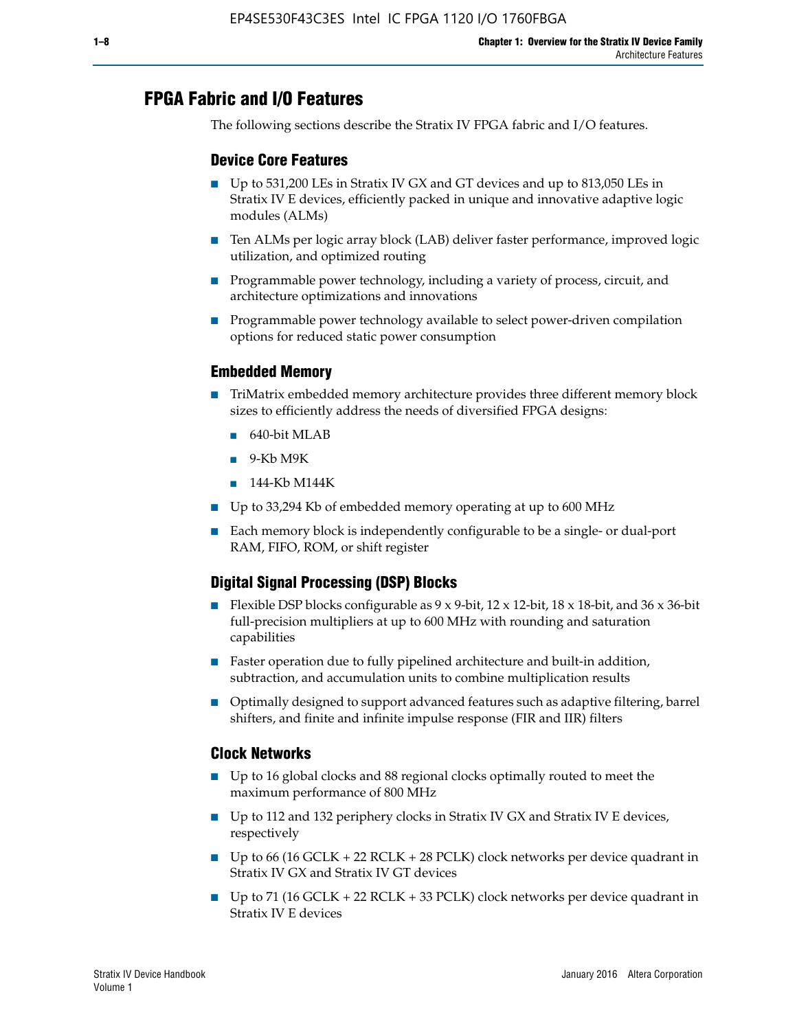## FPGA Fabric and I/O Features

The following sections describe the Stratix IV FPGA fabric and I/O features.

### Device Core Features

- Up to 531,200 LEs in Stratix IV GX and GT devices and up to 813,050 LEs in Stratix IV E devices, efficiently packed in unique and innovative adaptive logic modules (ALMs)
- Ten ALMs per logic array block (LAB) deliver faster performance, improved logic utilization, and optimized routing
- Programmable power technology, including a variety of process, circuit, and architecture optimizations and innovations
- Programmable power technology available to select power-driven compilation options for reduced static power consumption

### Embedded Memory

- TriMatrix embedded memory architecture provides three different memory block sizes to efficiently address the needs of diversified FPGA designs:
  - 640-bit MLAB
  - 9-Kb M9K
  - 144-Kb M144K
- Up to 33,294 Kb of embedded memory operating at up to 600 MHz
- Each memory block is independently configurable to be a single- or dual-port RAM, FIFO, ROM, or shift register

### Digital Signal Processing (DSP) Blocks

- Flexible DSP blocks configurable as 9 x 9-bit, 12 x 12-bit, 18 x 18-bit, and 36 x 36-bit full-precision multipliers at up to 600 MHz with rounding and saturation capabilities
- Faster operation due to fully pipelined architecture and built-in addition, subtraction, and accumulation units to combine multiplication results
- Optimally designed to support advanced features such as adaptive filtering, barrel shifters, and finite and infinite impulse response (FIR and IIR) filters

### Clock Networks

- Up to 16 global clocks and 88 regional clocks optimally routed to meet the maximum performance of 800 MHz
- Up to 112 and 132 periphery clocks in Stratix IV GX and Stratix IV E devices, respectively
- Up to 66 (16 GCLK + 22 RCLK + 28 PCLK) clock networks per device quadrant in Stratix IV GX and Stratix IV GT devices
- Up to 71 (16 GCLK + 22 RCLK + 33 PCLK) clock networks per device quadrant in Stratix IV E devices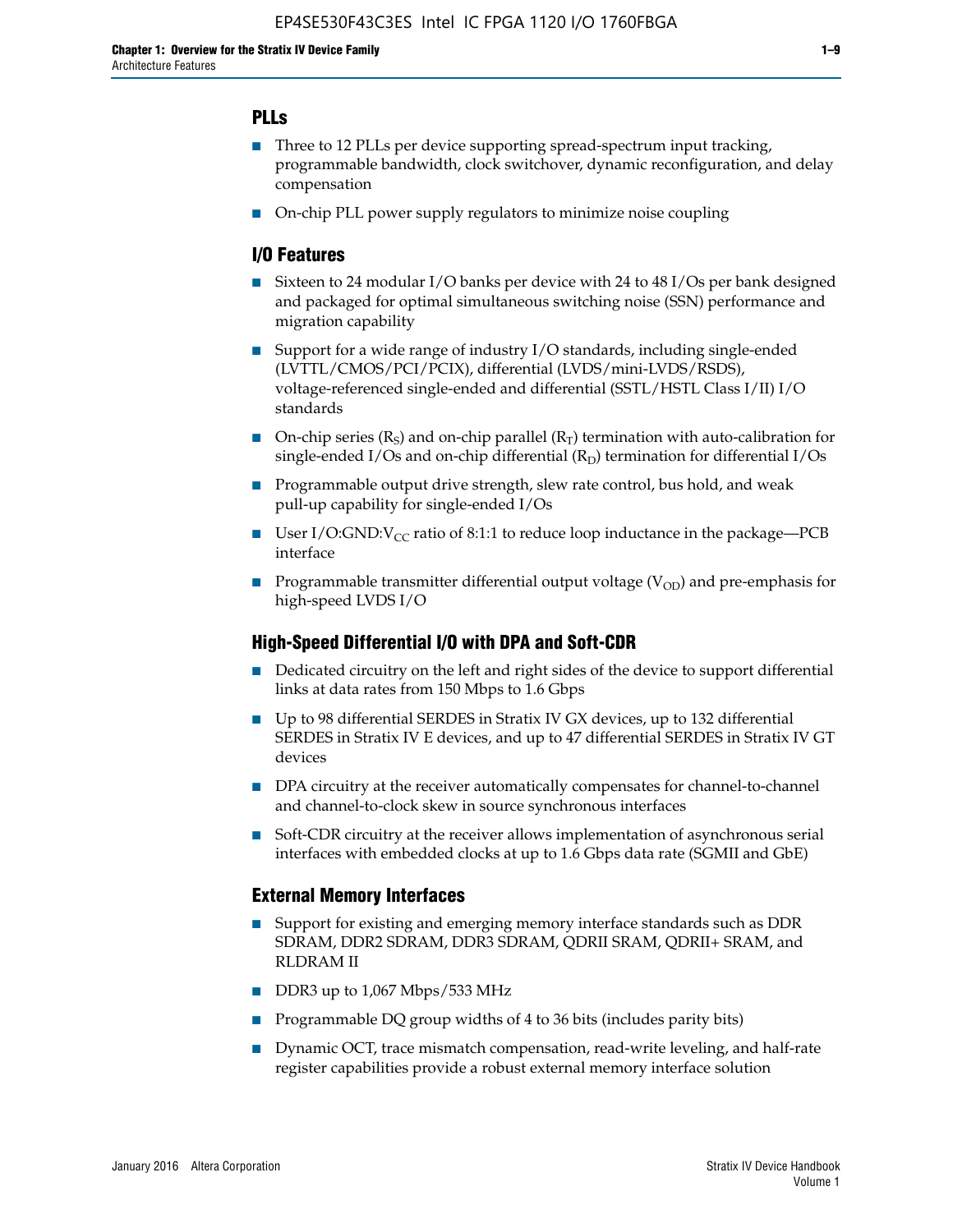## PLLs

- Three to 12 PLLs per device supporting spread-spectrum input tracking, programmable bandwidth, clock switchover, dynamic reconfiguration, and delay compensation
- On-chip PLL power supply regulators to minimize noise coupling

## I/O Features

- Sixteen to 24 modular I/O banks per device with 24 to 48 I/Os per bank designed and packaged for optimal simultaneous switching noise (SSN) performance and migration capability
- Support for a wide range of industry I/O standards, including single-ended (LVTTL/CMOS/PCI/PCIX), differential (LVDS/mini-LVDS/RSDS), voltage-referenced single-ended and differential (SSTL/HSTL Class I/II) I/O standards
- On-chip series ($R_S$) and on-chip parallel ($R_T$) termination with auto-calibration for single-ended I/Os and on-chip differential ($R_D$) termination for differential I/Os
- Programmable output drive strength, slew rate control, bus hold, and weak pull-up capability for single-ended I/Os
- User I/O:GND:$V_{CC}$ ratio of 8:1:1 to reduce loop inductance in the package—PCB interface
- Programmable transmitter differential output voltage ($V_{OD}$) and pre-emphasis for high-speed LVDS I/O

## High-Speed Differential I/O with DPA and Soft-CDR

- Dedicated circuitry on the left and right sides of the device to support differential links at data rates from 150 Mbps to 1.6 Gbps
- Up to 98 differential SERDES in Stratix IV GX devices, up to 132 differential SERDES in Stratix IV E devices, and up to 47 differential SERDES in Stratix IV GT devices
- DPA circuitry at the receiver automatically compensates for channel-to-channel and channel-to-clock skew in source synchronous interfaces
- Soft-CDR circuitry at the receiver allows implementation of asynchronous serial interfaces with embedded clocks at up to 1.6 Gbps data rate (SGMII and GbE)

## External Memory Interfaces

- Support for existing and emerging memory interface standards such as DDR SDRAM, DDR2 SDRAM, DDR3 SDRAM, QDRII SRAM, QDRII+ SRAM, and RLDRAM II
- DDR3 up to 1,067 Mbps/533 MHz
- Programmable DQ group widths of 4 to 36 bits (includes parity bits)
- Dynamic OCT, trace mismatch compensation, read-write leveling, and half-rate register capabilities provide a robust external memory interface solution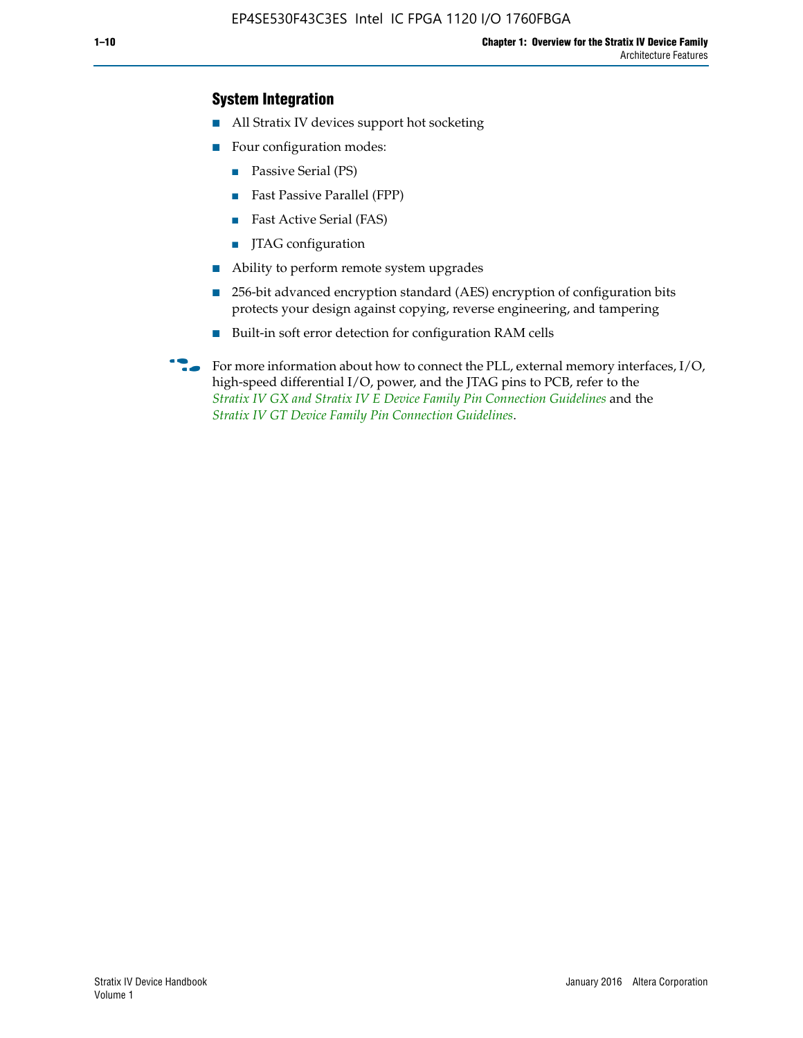### System Integration

- All Stratix IV devices support hot socketing
- Four configuration modes:
  - Passive Serial (PS)
  - Fast Passive Parallel (FPP)
  - Fast Active Serial (FAS)
  - JTAG configuration
- Ability to perform remote system upgrades
- 256-bit advanced encryption standard (AES) encryption of configuration bits protects your design against copying, reverse engineering, and tampering
- Built-in soft error detection for configuration RAM cells

For more information about how to connect the PLL, external memory interfaces, I/O, high-speed differential I/O, power, and the JTAG pins to PCB, refer to the *Stratix IV GX and Stratix IV E Device Family Pin Connection Guidelines* and the *Stratix IV GT Device Family Pin Connection Guidelines*.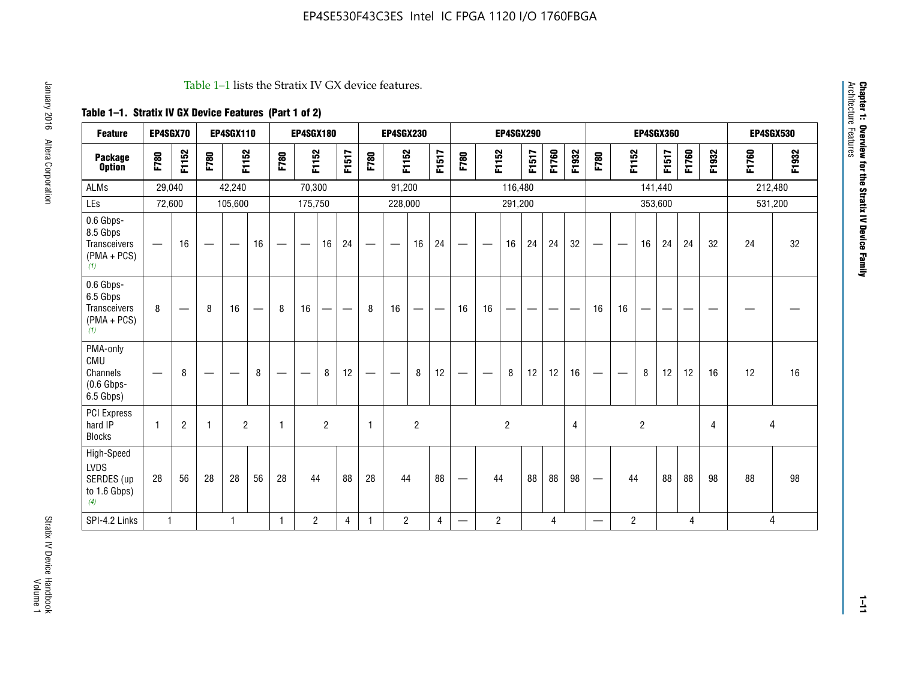Table 1–1 lists the Stratix IV GX device features.

**Table 1–1. Stratix IV GX Device Features (Part 1 of 2)**

| Feature | EP4SGX70 | | EP4SGX110 | | | EP4SGX180 | | | | EP4SGX230 | | | | EP4SGX290 | | | | | | EP4SGX360 | | | | | | EP4SGX530 | |
|---|---|---|---|---|---|---|---|---|---|---|---|---|---|---|---|---|---|---|---|---|---|---|---|---|---|---|---|
| **Package Option** | F780 | F1152 | F780 | F1152 | | F780 | F1152 | | F1517 | F780 | F1152 | | F1517 | F780 | F1152 | | F1517 | F1760 | F1932 | F780 | F1152 | | F1517 | F1760 | F1932 | F1760 | F1932 |
| ALMs | 29,040 | | 42,240 | | | 70,300 | | | | 91,200 | | | | 116,480 | | | | | | 141,440 | | | | | | 212,480 | |
| LEs | 72,600 | | 105,600 | | | 175,750 | | | | 228,000 | | | | 291,200 | | | | | | 353,600 | | | | | | 531,200 | |
| 0.6 Gbps-8.5 Gbps Transceivers (PMA + PCS) *(1)* | — | 16 | — | — | 16 | — | — | 16 | 24 | — | — | 16 | 24 | — | — | 16 | 24 | 24 | 32 | — | — | 16 | 24 | 24 | 32 | 24 | 32 |
| 0.6 Gbps-6.5 Gbps Transceivers (PMA + PCS) *(1)* | 8 | — | 8 | 16 | — | 8 | 16 | — | — | 8 | 16 | — | — | 16 | 16 | — | — | — | — | 16 | 16 | — | — | — | — | — | — |
| PMA-only CMU Channels (0.6 Gbps-6.5 Gbps) | — | 8 | — | — | 8 | — | — | 8 | 12 | — | — | 8 | 12 | — | — | 8 | 12 | 12 | 16 | — | — | 8 | 12 | 12 | 16 | 12 | 16 |
| PCI Express hard IP Blocks | 1 | 2 | 1 | 2 | | 1 | 2 | | | 1 | 2 | | | 2 | | | | | 4 | 2 | | | | | 4 | 4 | |
| High-Speed LVDS SERDES (up to 1.6 Gbps) *(4)* | 28 | 56 | 28 | 28 | 56 | 28 | 44 | | 88 | 28 | 44 | | 88 | — | 44 | | 88 | 88 | 98 | — | 44 | | 88 | 88 | 98 | 88 | 98 |
| SPI-4.2 Links | 1 | | 1 | | | 1 | 2 | | 4 | 1 | 2 | | 4 | — | 2 | | 4 | | | — | 2 | | 4 | | | 4 | |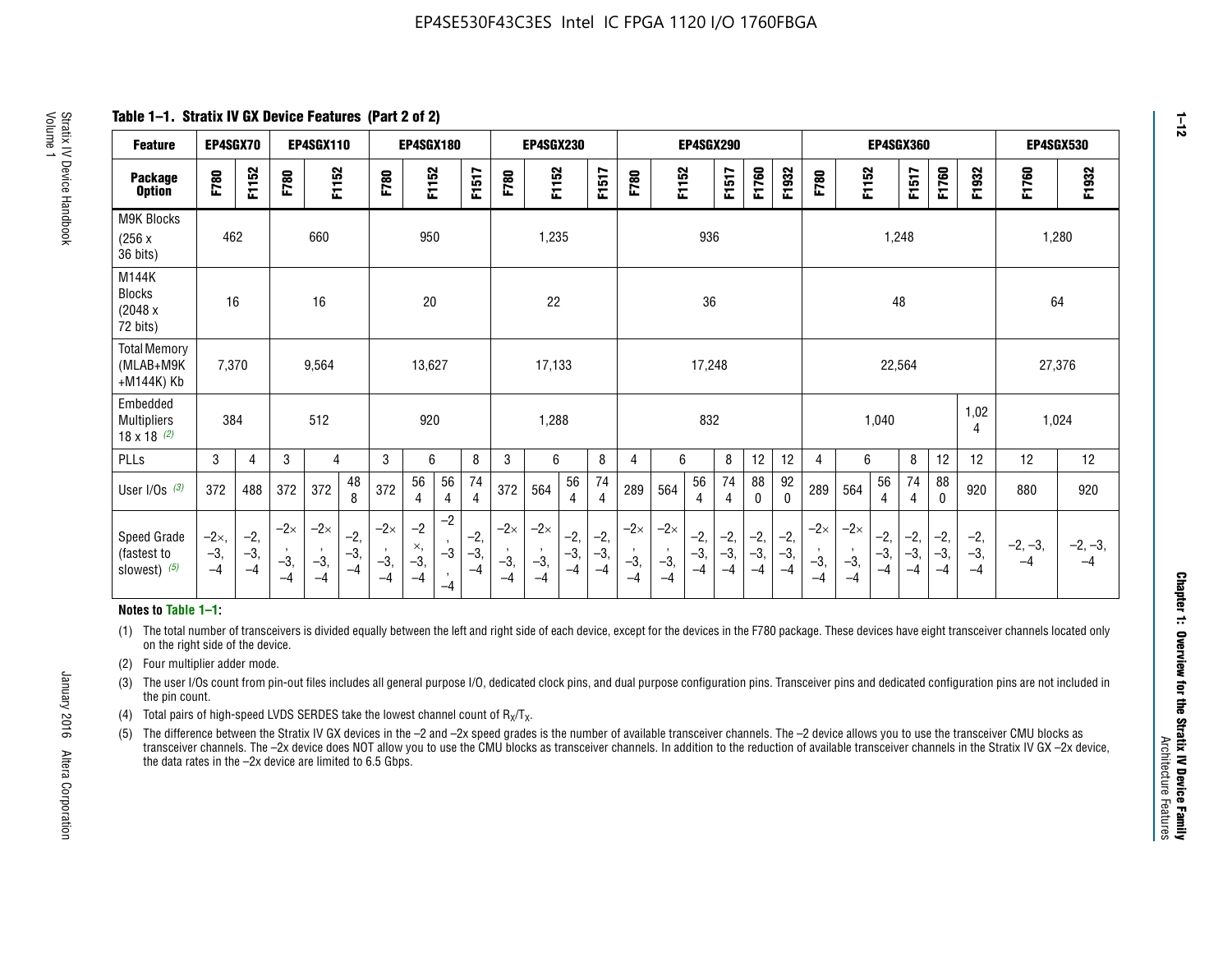**Table 1–1. Stratix IV GX Device Features (Part 2 of 2)**

| Feature | EP4SGX70 | | EP4SGX110 | | | EP4SGX180 | | | | EP4SGX230 | | | | EP4SGX290 | | | | | | EP4SGX360 | | | | | | EP4SGX530 | |
|---|---|---|---|---|---|---|---|---|---|---|---|---|---|---|---|---|---|---|---|---|---|---|---|---|---|---|---|
| Package Option | F780 | F1152 | F780 | F1152 | | F780 | F1152 | | F1517 | F780 | F1152 | | F1517 | F780 | F1152 | | F1517 | F1760 | F1932 | F780 | F1152 | | F1517 | F1760 | F1932 | F1760 | F1932 |
| M9K Blocks (256 x 36 bits) | 462 | | 660 | | | 950 | | | | 1,235 | | | | 936 | | | | | | 1,248 | | | | | | 1,280 | |
| M144K Blocks (2048 x 72 bits) | 16 | | 16 | | | 20 | | | | 22 | | | | 36 | | | | | | 48 | | | | | | 64 | |
| Total Memory (MLAB+M9K +M144K) Kb | 7,370 | | 9,564 | | | 13,627 | | | | 17,133 | | | | 17,248 | | | | | | 22,564 | | | | | | 27,376 | |
| Embedded Multipliers 18 x 18 (2) | 384 | | 512 | | | 920 | | | | 1,288 | | | | 832 | | | | | | 1,040 | | | | | 1,024 | 1,024 | |
| PLLs | 3 | 4 | 3 | 4 | | 3 | 6 | | 8 | 3 | 6 | | 8 | 4 | 6 | | 8 | 12 | 12 | 4 | 6 | | 8 | 12 | 12 | 12 | 12 |
| User I/Os (3) | 372 | 488 | 372 | 372 | 488 | 372 | 564 | 564 | 744 | 372 | 564 | 564 | 744 | 289 | 564 | 564 | 744 | 880 | 920 | 289 | 564 | 564 | 744 | 880 | 920 | 880 | 920 |
| Speed Grade (fastest to slowest) (5) | −2×, −3, −4 | −2, −3, −4 | −2×, −3, −4 | −2×, −3, −4 | −2, −3, −4 | −2×, −3, −4 | −2×, −3, −4 | −2, −3, −4 | −2, −3, −4 | −2×, −3, −4 | −2×, −3, −4 | −2, −3, −4 | −2, −3, −4 | −2×, −3, −4 | −2×, −3, −4 | −2, −3, −4 | −2, −3, −4 | −2, −3, −4 | −2, −3, −4 | −2×, −3, −4 | −2×, −3, −4 | −2, −3, −4 | −2, −3, −4 | −2, −3, −4 | −2, −3, −4 | −2, −3, −4 | −2, −3, −4 |

**Notes to Table 1–1:**

(1) The total number of transceivers is divided equally between the left and right side of each device, except for the devices in the F780 package. These devices have eight transceiver channels located only on the right side of the device.

(2) Four multiplier adder mode.

(3) The user I/Os count from pin-out files includes all general purpose I/O, dedicated clock pins, and dual purpose configuration pins. Transceiver pins and dedicated configuration pins are not included in the pin count.

(4) Total pairs of high-speed LVDS SERDES take the lowest channel count of $R_X/T_X$.

(5) The difference between the Stratix IV GX devices in the −2 and −2x speed grades is the number of available transceiver channels. The −2 device allows you to use the transceiver CMU blocks as transceiver channels. The −2x device does NOT allow you to use the CMU blocks as transceiver channels. In addition to the reduction of available transceiver channels in the Stratix IV GX −2x device, the data rates in the −2x device are limited to 6.5 Gbps.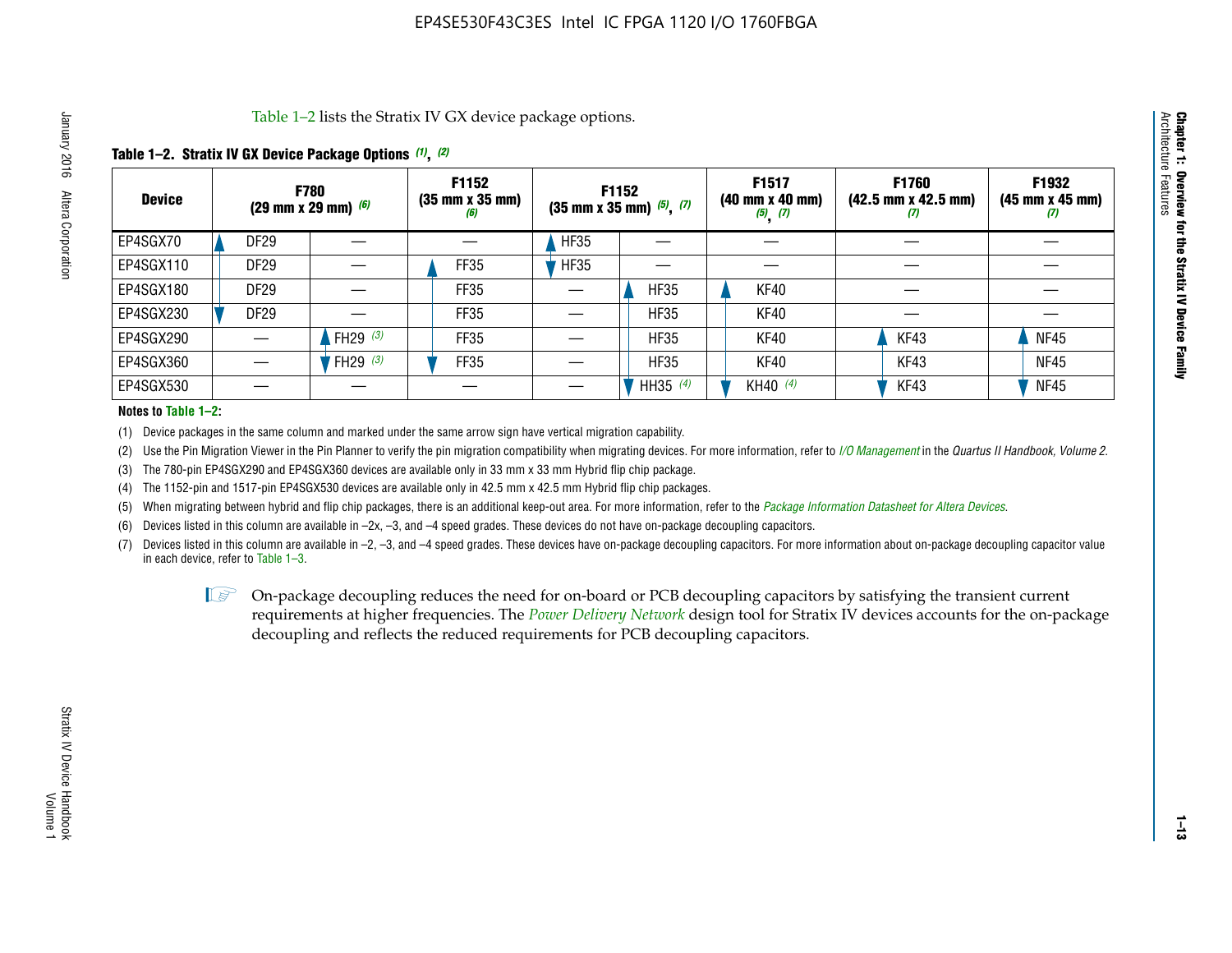Table 1–2 lists the Stratix IV GX device package options.

**Table 1–2. Stratix IV GX Device Package Options** *(1)*, *(2)*

| Device | F780 (29 mm x 29 mm) *(6)* | | F1152 (35 mm x 35 mm) *(6)* | F1152 (35 mm x 35 mm) *(5)*, *(7)* | | F1517 (40 mm x 40 mm) *(5)*, *(7)* | F1760 (42.5 mm x 42.5 mm) *(7)* | F1932 (45 mm x 45 mm) *(7)* |
|---|---|---|---|---|---|---|---|---|
| EP4SGX70 | DF29 | — | — | HF35 | — | — | — | — |
| EP4SGX110 | DF29 | — | FF35 | HF35 | — | — | — | — |
| EP4SGX180 | DF29 | — | FF35 | — | HF35 | KF40 | — | — |
| EP4SGX230 | DF29 | — | FF35 | — | HF35 | KF40 | — | — |
| EP4SGX290 | — | FH29 *(3)* | FF35 | — | HF35 | KF40 | KF43 | NF45 |
| EP4SGX360 | — | FH29 *(3)* | FF35 | — | HF35 | KF40 | KF43 | NF45 |
| EP4SGX530 | — | — | — | — | HH35 *(4)* | KH40 *(4)* | KF43 | NF45 |

**Notes to Table 1–2:**

(1) Device packages in the same column and marked under the same arrow sign have vertical migration capability.

(2) Use the Pin Migration Viewer in the Pin Planner to verify the pin migration compatibility when migrating devices. For more information, refer to *I/O Management* in the *Quartus II Handbook, Volume 2*.

(3) The 780-pin EP4SGX290 and EP4SGX360 devices are available only in 33 mm x 33 mm Hybrid flip chip package.

(4) The 1152-pin and 1517-pin EP4SGX530 devices are available only in 42.5 mm x 42.5 mm Hybrid flip chip packages.

(5) When migrating between hybrid and flip chip packages, there is an additional keep-out area. For more information, refer to the *Package Information Datasheet for Altera Devices*.

(6) Devices listed in this column are available in –2x, –3, and –4 speed grades. These devices do not have on-package decoupling capacitors.

(7) Devices listed in this column are available in –2, –3, and –4 speed grades. These devices have on-package decoupling capacitors. For more information about on-package decoupling capacitor value in each device, refer to Table 1–3.

On-package decoupling reduces the need for on-board or PCB decoupling capacitors by satisfying the transient current requirements at higher frequencies. The *Power Delivery Network* design tool for Stratix IV devices accounts for the on-package decoupling and reflects the reduced requirements for PCB decoupling capacitors.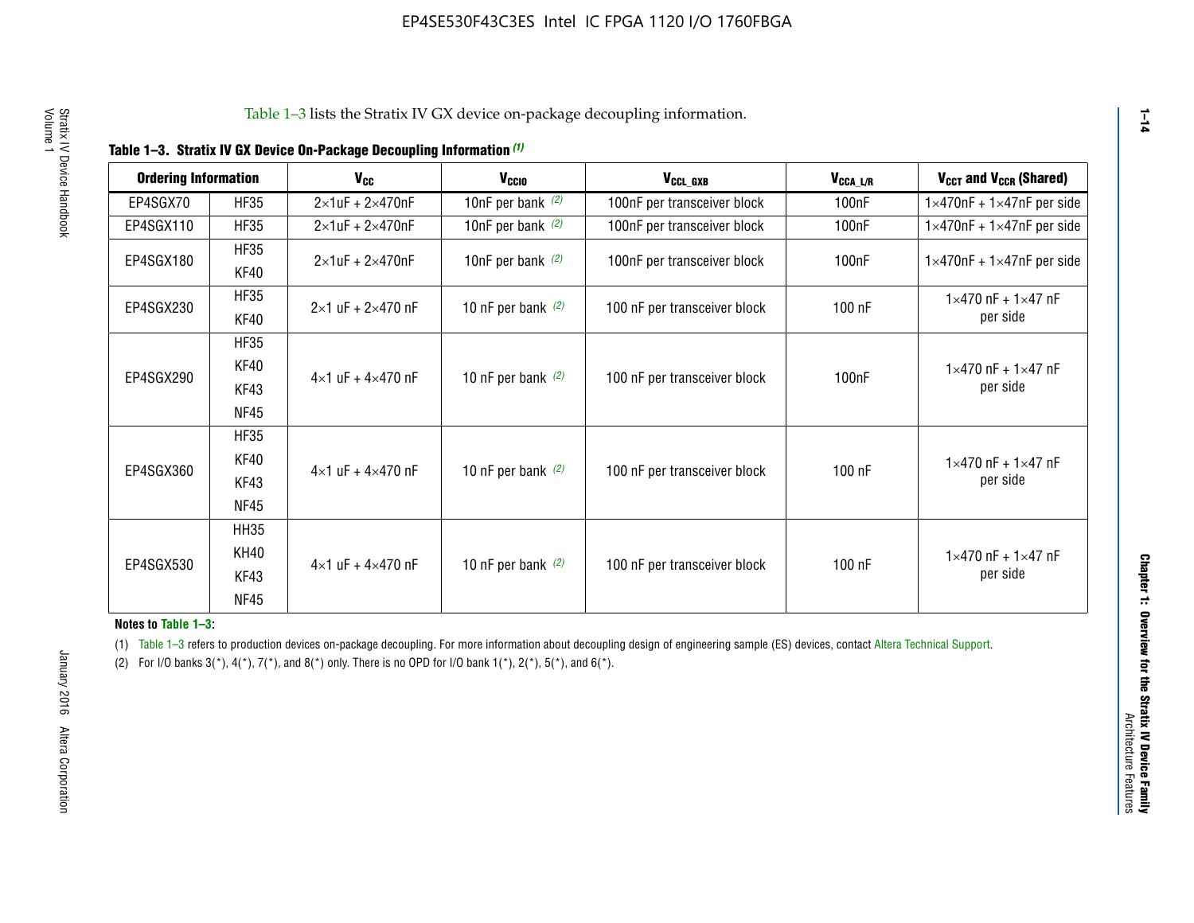Table 1–3 lists the Stratix IV GX device on-package decoupling information.

**Table 1–3. Stratix IV GX Device On-Package Decoupling Information (1)**

| Ordering Information | | $V_{CC}$ | $V_{CCIO}$ | $V_{CCL\_GXB}$ | $V_{CCA\_L/R}$ | $V_{CCT}$ and $V_{CCR}$ (Shared) |
|---|---|---|---|---|---|---|
| EP4SGX70 | HF35 | 2×1uF + 2×470nF | 10nF per bank (2) | 100nF per transceiver block | 100nF | 1×470nF + 1×47nF per side |
| EP4SGX110 | HF35 | 2×1uF + 2×470nF | 10nF per bank (2) | 100nF per transceiver block | 100nF | 1×470nF + 1×47nF per side |
| EP4SGX180 | HF35<br>KF40 | 2×1uF + 2×470nF | 10nF per bank (2) | 100nF per transceiver block | 100nF | 1×470nF + 1×47nF per side |
| EP4SGX230 | HF35<br>KF40 | 2×1 uF + 2×470 nF | 10 nF per bank (2) | 100 nF per transceiver block | 100 nF | 1×470 nF + 1×47 nF per side |
| EP4SGX290 | HF35<br>KF40<br>KF43<br>NF45 | 4×1 uF + 4×470 nF | 10 nF per bank (2) | 100 nF per transceiver block | 100nF | 1×470 nF + 1×47 nF per side |
| EP4SGX360 | HF35<br>KF40<br>KF43<br>NF45 | 4×1 uF + 4×470 nF | 10 nF per bank (2) | 100 nF per transceiver block | 100 nF | 1×470 nF + 1×47 nF per side |
| EP4SGX530 | HH35<br>KH40<br>KF43<br>NF45 | 4×1 uF + 4×470 nF | 10 nF per bank (2) | 100 nF per transceiver block | 100 nF | 1×470 nF + 1×47 nF per side |

**Notes to Table 1–3:**

(1) Table 1–3 refers to production devices on-package decoupling. For more information about decoupling design of engineering sample (ES) devices, contact Altera Technical Support.

(2) For I/O banks 3(*), 4(*), 7(*), and 8(*) only. There is no OPD for I/O bank 1(*), 2(*), 5(*), and 6(*).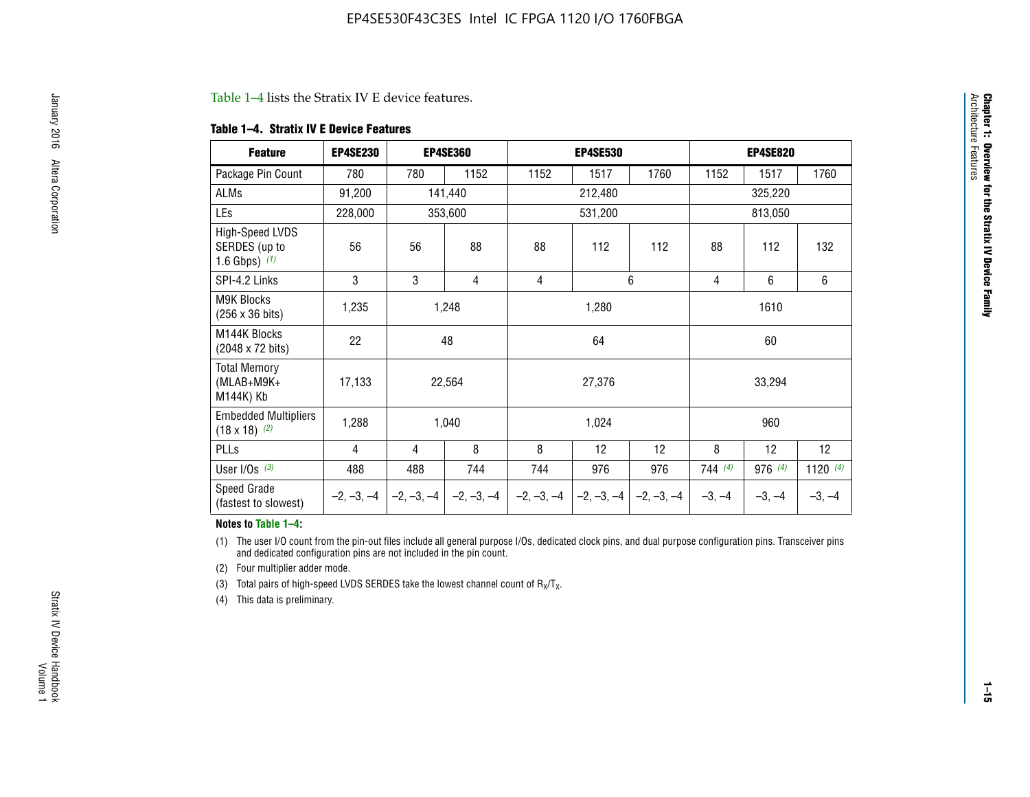Table 1–4 lists the Stratix IV E device features.

**Table 1–4. Stratix IV E Device Features**

| Feature | EP4SE230 | EP4SE360 | | EP4SE530 | | | EP4SE820 | | |
|---|---|---|---|---|---|---|---|---|---|
| Package Pin Count | 780 | 780 | 1152 | 1152 | 1517 | 1760 | 1152 | 1517 | 1760 |
| ALMs | 91,200 | 141,440 | | 212,480 | | | 325,220 | | |
| LEs | 228,000 | 353,600 | | 531,200 | | | 813,050 | | |
| High-Speed LVDS SERDES (up to 1.6 Gbps) *(1)* | 56 | 56 | 88 | 88 | 112 | 112 | 88 | 112 | 132 |
| SPI-4.2 Links | 3 | 3 | 4 | 4 | 6 | | 4 | 6 | 6 |
| M9K Blocks (256 x 36 bits) | 1,235 | 1,248 | | 1,280 | | | 1610 | | |
| M144K Blocks (2048 x 72 bits) | 22 | 48 | | 64 | | | 60 | | |
| Total Memory (MLAB+M9K+ M144K) Kb | 17,133 | 22,564 | | 27,376 | | | 33,294 | | |
| Embedded Multipliers (18 x 18) *(2)* | 1,288 | 1,040 | | 1,024 | | | 960 | | |
| PLLs | 4 | 4 | 8 | 8 | 12 | 12 | 8 | 12 | 12 |
| User I/Os *(3)* | 488 | 488 | 744 | 744 | 976 | 976 | 744 *(4)* | 976 *(4)* | 1120 *(4)* |
| Speed Grade (fastest to slowest) | –2, –3, –4 | –2, –3, –4 | –2, –3, –4 | –2, –3, –4 | –2, –3, –4 | –2, –3, –4 | –3, –4 | –3, –4 | –3, –4 |

**Notes to Table 1–4:**

(1) The user I/O count from the pin-out files include all general purpose I/Os, dedicated clock pins, and dual purpose configuration pins. Transceiver pins and dedicated configuration pins are not included in the pin count.

(2) Four multiplier adder mode.

(3) Total pairs of high-speed LVDS SERDES take the lowest channel count of $R_X/T_X$.

(4) This data is preliminary.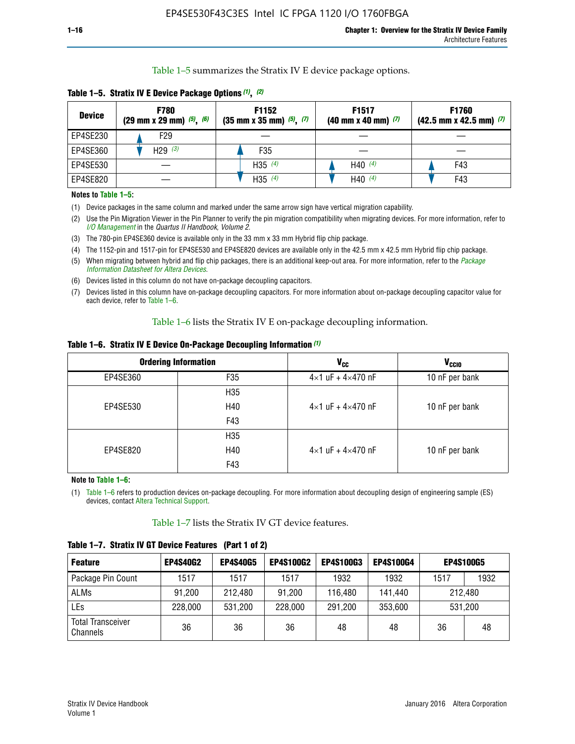Table 1–5 summarizes the Stratix IV E device package options.

**Table 1–5. Stratix IV E Device Package Options (1), (2)**

| Device | F780 (29 mm x 29 mm) (5), (6) | F1152 (35 mm x 35 mm) (5), (7) | F1517 (40 mm x 40 mm) (7) | F1760 (42.5 mm x 42.5 mm) (7) |
|---|---|---|---|---|
| EP4SE230 | F29 | — | — | — |
| EP4SE360 | H29 (3) | F35 | — | — |
| EP4SE530 | — | H35 (4) | H40 (4) | F43 |
| EP4SE820 | — | H35 (4) | H40 (4) | F43 |

**Notes to Table 1–5:**

(1) Device packages in the same column and marked under the same arrow sign have vertical migration capability.

(2) Use the Pin Migration Viewer in the Pin Planner to verify the pin migration compatibility when migrating devices. For more information, refer to *I/O Management* in the *Quartus II Handbook, Volume 2*.

(3) The 780-pin EP4SE360 device is available only in the 33 mm x 33 mm Hybrid flip chip package.

(4) The 1152-pin and 1517-pin for EP4SE530 and EP4SE820 devices are available only in the 42.5 mm x 42.5 mm Hybrid flip chip package.

(5) When migrating between hybrid and flip chip packages, there is an additional keep-out area. For more information, refer to the *Package Information Datasheet for Altera Devices*.

(6) Devices listed in this column do not have on-package decoupling capacitors.

(7) Devices listed in this column have on-package decoupling capacitors. For more information about on-package decoupling capacitor value for each device, refer to Table 1–6.

Table 1–6 lists the Stratix IV E on-package decoupling information.

**Table 1–6. Stratix IV E Device On-Package Decoupling Information (1)**

| Ordering Information | | $V_{CC}$ | $V_{CCIO}$ |
|---|---|---|---|
| EP4SE360 | F35 | 4×1 uF + 4×470 nF | 10 nF per bank |
| EP4SE530 | H35<br>H40<br>F43 | 4×1 uF + 4×470 nF | 10 nF per bank |
| EP4SE820 | H35<br>H40<br>F43 | 4×1 uF + 4×470 nF | 10 nF per bank |

**Note to Table 1–6:**

(1) Table 1–6 refers to production devices on-package decoupling. For more information about decoupling design of engineering sample (ES) devices, contact Altera Technical Support.

Table 1–7 lists the Stratix IV GT device features.

**Table 1–7. Stratix IV GT Device Features (Part 1 of 2)**

| Feature | EP4S40G2 | EP4S40G5 | EP4S100G2 | EP4S100G3 | EP4S100G4 | EP4S100G5 | |
|---|---|---|---|---|---|---|---|
| Package Pin Count | 1517 | 1517 | 1517 | 1932 | 1932 | 1517 | 1932 |
| ALMs | 91,200 | 212,480 | 91,200 | 116,480 | 141,440 | 212,480 | |
| LEs | 228,000 | 531,200 | 228,000 | 291,200 | 353,600 | 531,200 | |
| Total Transceiver Channels | 36 | 36 | 36 | 48 | 48 | 36 | 48 |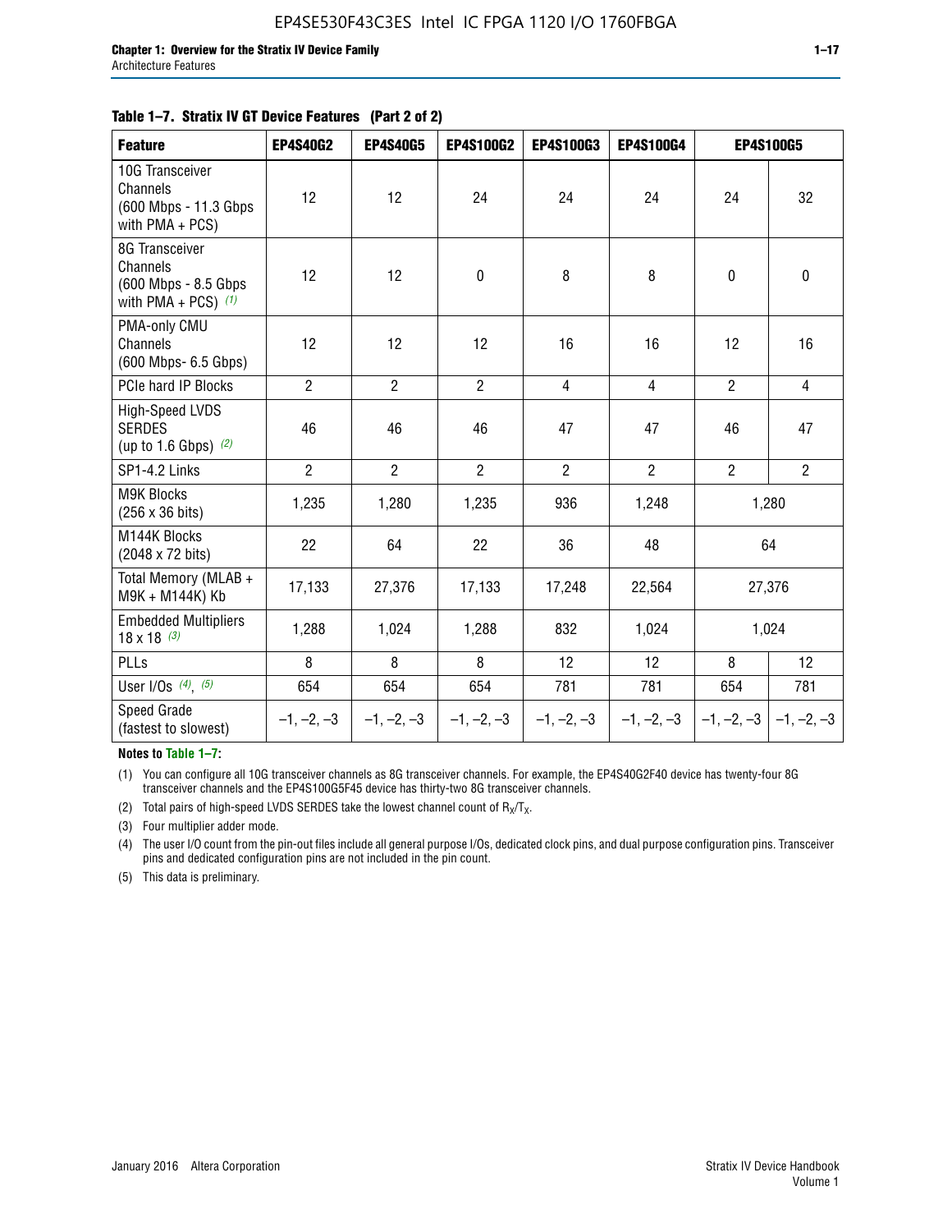**Table 1–7. Stratix IV GT Device Features (Part 2 of 2)**

| Feature | EP4S40G2 | EP4S40G5 | EP4S100G2 | EP4S100G3 | EP4S100G4 | EP4S100G5 | |
|---|---|---|---|---|---|---|---|
| 10G Transceiver Channels (600 Mbps - 11.3 Gbps with PMA + PCS) | 12 | 12 | 24 | 24 | 24 | 24 | 32 |
| 8G Transceiver Channels (600 Mbps - 8.5 Gbps with PMA + PCS) *(1)* | 12 | 12 | 0 | 8 | 8 | 0 | 0 |
| PMA-only CMU Channels (600 Mbps- 6.5 Gbps) | 12 | 12 | 12 | 16 | 16 | 12 | 16 |
| PCIe hard IP Blocks | 2 | 2 | 2 | 4 | 4 | 2 | 4 |
| High-Speed LVDS SERDES (up to 1.6 Gbps) *(2)* | 46 | 46 | 46 | 47 | 47 | 46 | 47 |
| SP1-4.2 Links | 2 | 2 | 2 | 2 | 2 | 2 | 2 |
| M9K Blocks (256 x 36 bits) | 1,235 | 1,280 | 1,235 | 936 | 1,248 | 1,280 | |
| M144K Blocks (2048 x 72 bits) | 22 | 64 | 22 | 36 | 48 | 64 | |
| Total Memory (MLAB + M9K + M144K) Kb | 17,133 | 27,376 | 17,133 | 17,248 | 22,564 | 27,376 | |
| Embedded Multipliers 18 x 18 *(3)* | 1,288 | 1,024 | 1,288 | 832 | 1,024 | 1,024 | |
| PLLs | 8 | 8 | 8 | 12 | 12 | 8 | 12 |
| User I/Os *(4)*, *(5)* | 654 | 654 | 654 | 781 | 781 | 654 | 781 |
| Speed Grade (fastest to slowest) | –1, –2, –3 | –1, –2, –3 | –1, –2, –3 | –1, –2, –3 | –1, –2, –3 | –1, –2, –3 | –1, –2, –3 |

**Notes to Table 1–7:**

(1) You can configure all 10G transceiver channels as 8G transceiver channels. For example, the EP4S40G2F40 device has twenty-four 8G transceiver channels and the EP4S100G5F45 device has thirty-two 8G transceiver channels.

(2) Total pairs of high-speed LVDS SERDES take the lowest channel count of $R_X/T_X$.

(3) Four multiplier adder mode.

(4) The user I/O count from the pin-out files include all general purpose I/Os, dedicated clock pins, and dual purpose configuration pins. Transceiver pins and dedicated configuration pins are not included in the pin count.

(5) This data is preliminary.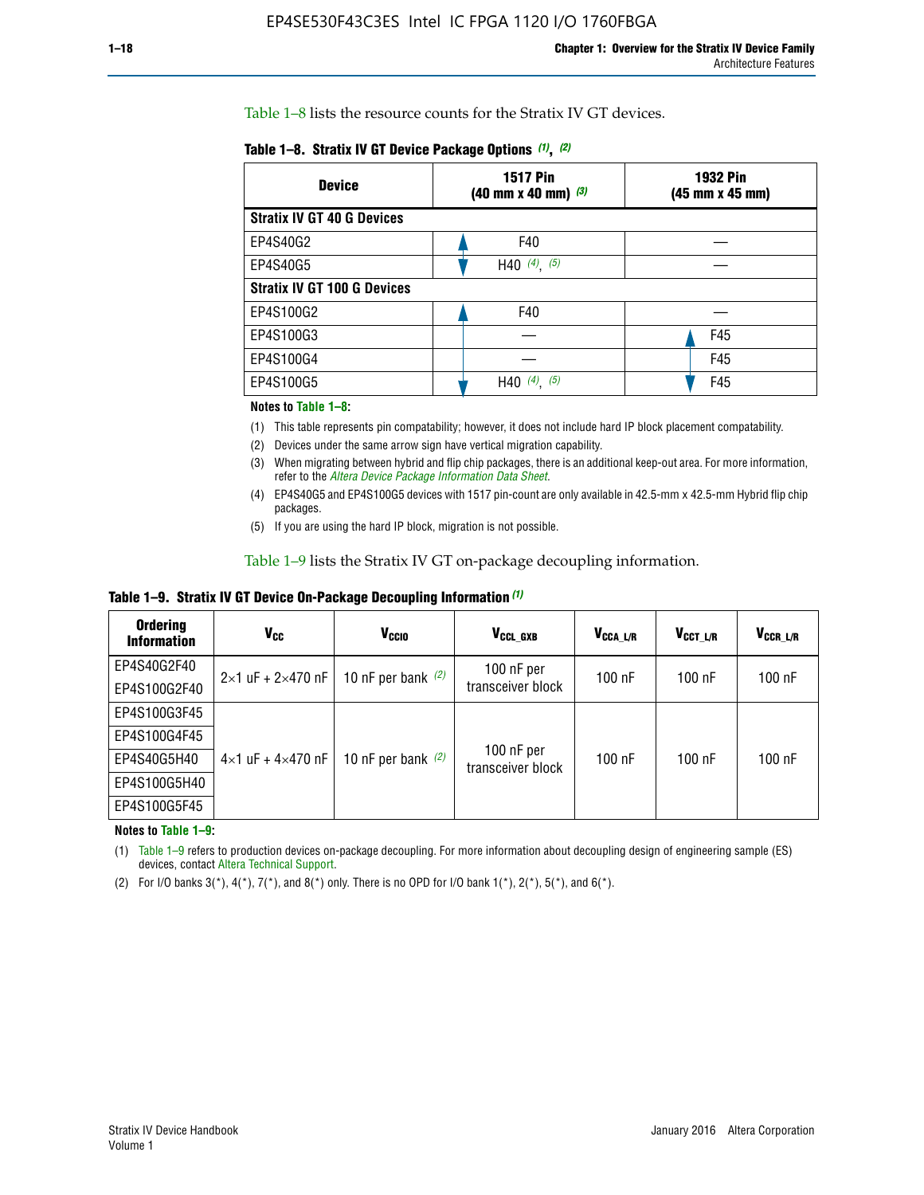Table 1–8 lists the resource counts for the Stratix IV GT devices.

**Table 1–8. Stratix IV GT Device Package Options (1), (2)**

| Device | 1517 Pin (40 mm x 40 mm) (3) | 1932 Pin (45 mm x 45 mm) |
|---|---|---|
| **Stratix IV GT 40 G Devices** | | |
| EP4S40G2 | F40 | — |
| EP4S40G5 | H40 (4), (5) | — |
| **Stratix IV GT 100 G Devices** | | |
| EP4S100G2 | F40 | — |
| EP4S100G3 | — | F45 |
| EP4S100G4 | — | F45 |
| EP4S100G5 | H40 (4), (5) | F45 |

**Notes to Table 1–8:**

(1) This table represents pin compatability; however, it does not include hard IP block placement compatability.

(2) Devices under the same arrow sign have vertical migration capability.

(3) When migrating between hybrid and flip chip packages, there is an additional keep-out area. For more information, refer to the *Altera Device Package Information Data Sheet*.

(4) EP4S40G5 and EP4S100G5 devices with 1517 pin-count are only available in 42.5-mm x 42.5-mm Hybrid flip chip packages.

(5) If you are using the hard IP block, migration is not possible.

Table 1–9 lists the Stratix IV GT on-package decoupling information.

**Table 1–9. Stratix IV GT Device On-Package Decoupling Information (1)**

| Ordering Information | $V_{CC}$ | $V_{CCIO}$ | $V_{CCL\_GXB}$ | $V_{CCA\_L/R}$ | $V_{CCT\_L/R}$ | $V_{CCR\_L/R}$ |
|---|---|---|---|---|---|---|
| EP4S40G2F40 | 2×1 uF + 2×470 nF | 10 nF per bank (2) | 100 nF per transceiver block | 100 nF | 100 nF | 100 nF |
| EP4S100G2F40 | | | | | | |
| EP4S100G3F45 | 4×1 uF + 4×470 nF | 10 nF per bank (2) | 100 nF per transceiver block | 100 nF | 100 nF | 100 nF |
| EP4S100G4F45 | | | | | | |
| EP4S40G5H40 | | | | | | |
| EP4S100G5H40 | | | | | | |
| EP4S100G5F45 | | | | | | |

**Notes to Table 1–9:**

(1) Table 1–9 refers to production devices on-package decoupling. For more information about decoupling design of engineering sample (ES) devices, contact Altera Technical Support.

(2) For I/O banks 3(*), 4(*), 7(*), and 8(*) only. There is no OPD for I/O bank 1(*), 2(*), 5(*), and 6(*).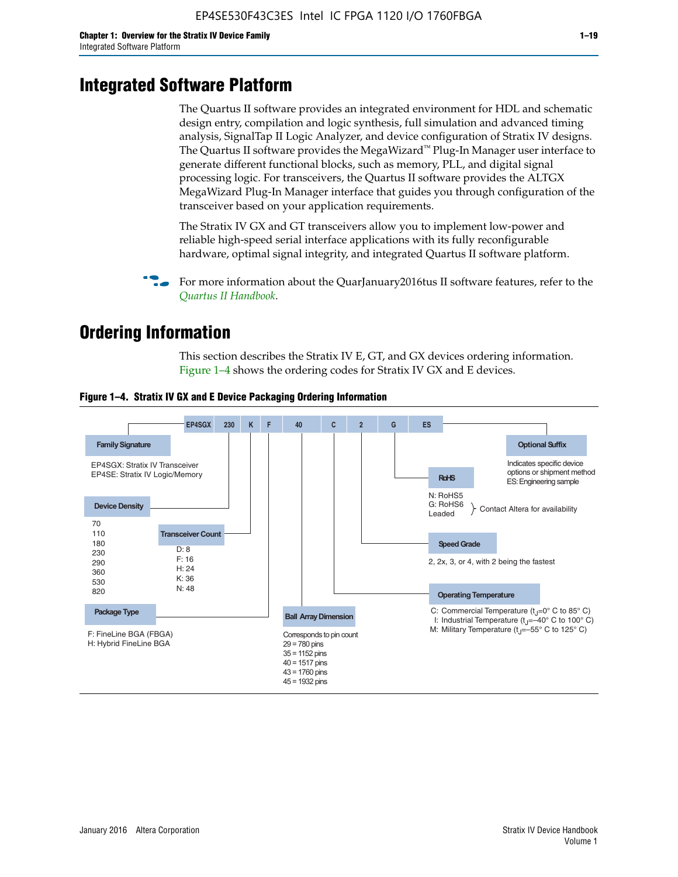# Integrated Software Platform

The Quartus II software provides an integrated environment for HDL and schematic design entry, compilation and logic synthesis, full simulation and advanced timing analysis, SignalTap II Logic Analyzer, and device configuration of Stratix IV designs. The Quartus II software provides the MegaWizard™ Plug-In Manager user interface to generate different functional blocks, such as memory, PLL, and digital signal processing logic. For transceivers, the Quartus II software provides the ALTGX MegaWizard Plug-In Manager interface that guides you through configuration of the transceiver based on your application requirements.

The Stratix IV GX and GT transceivers allow you to implement low-power and reliable high-speed serial interface applications with its fully reconfigurable hardware, optimal signal integrity, and integrated Quartus II software platform.

For more information about the QuarJanuary2016tus II software features, refer to the *Quartus II Handbook*.

# Ordering Information

This section describes the Stratix IV E, GT, and GX devices ordering information. Figure 1–4 shows the ordering codes for Stratix IV GX and E devices.

**Figure 1–4. Stratix IV GX and E Device Packaging Ordering Information**

EP4SGX 230 K F 40 C 2 G ES

**Family Signature**
EP4SGX: Stratix IV Transceiver
EP4SE: Stratix IV Logic/Memory

**Device Density**
70
110
180
230
290
360
530
820

**Transceiver Count**
D: 8
F: 16
H: 24
K: 36
N: 48

**Package Type**
F: FineLine BGA (FBGA)
H: Hybrid FineLine BGA

**Ball Array Dimension**
Corresponds to pin count
29 = 780 pins
35 = 1152 pins
40 = 1517 pins
43 = 1760 pins
45 = 1932 pins

**Operating Temperature**
C: Commercial Temperature ($t_J$=0° C to 85° C)
I: Industrial Temperature ($t_J$=–40° C to 100° C)
M: Military Temperature ($t_J$=–55° C to 125° C)

**Speed Grade**
2, 2x, 3, or 4, with 2 being the fastest

**RoHS**
N: RoHS5
G: RoHS6
Leaded
} Contact Altera for availability

**Optional Suffix**
Indicates specific device options or shipment method
ES: Engineering sample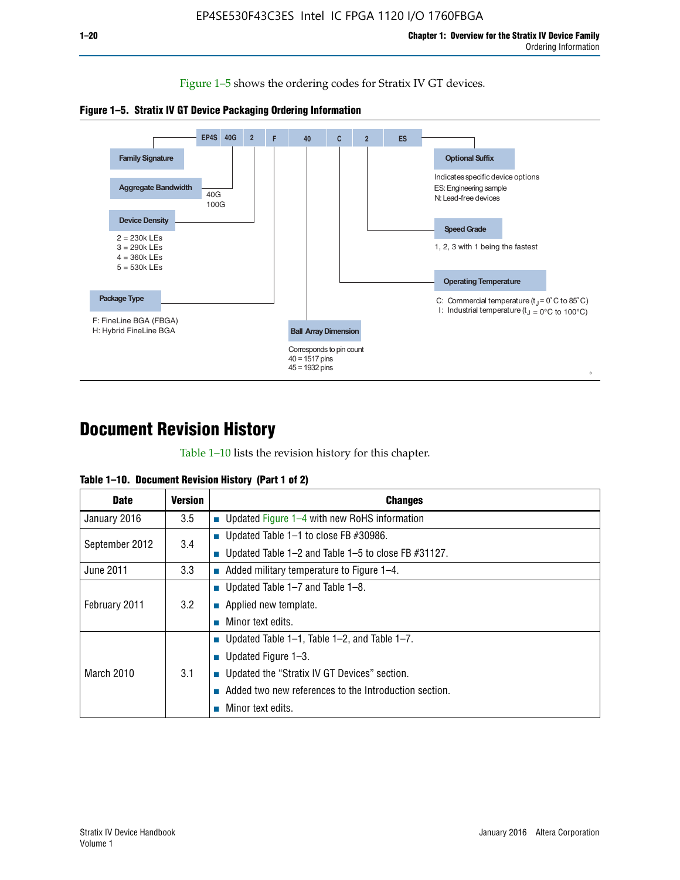Figure 1–5 shows the ordering codes for Stratix IV GT devices.

**Figure 1–5. Stratix IV GT Device Packaging Ordering Information**

EP4S 40G 2 F 40 C 2 ES

- **Family Signature**
- **Aggregate Bandwidth**
  - 40G
  - 100G
- **Device Density**
  - 2 = 230k LEs
  - 3 = 290k LEs
  - 4 = 360k LEs
  - 5 = 530k LEs
- **Package Type**
  - F: FineLine BGA (FBGA)
  - H: Hybrid FineLine BGA
- **Ball Array Dimension**
  - Corresponds to pin count
  - 40 = 1517 pins
  - 45 = 1932 pins
- **Operating Temperature**
  - C: Commercial temperature ($t_J$ = 0˚C to 85˚C)
  - I: Industrial temperature ($t_J$ = 0°C to 100°C)
- **Speed Grade**
  - 1, 2, 3 with 1 being the fastest
- **Optional Suffix**
  - Indicates specific device options
  - ES: Engineering sample
  - N: Lead-free devices

# Document Revision History

Table 1–10 lists the revision history for this chapter.

**Table 1–10. Document Revision History (Part 1 of 2)**

| Date | Version | Changes |
|---|---|---|
| January 2016 | 3.5 | ■ Updated Figure 1–4 with new RoHS information |
| September 2012 | 3.4 | ■ Updated Table 1–1 to close FB #30986.<br>■ Updated Table 1–2 and Table 1–5 to close FB #31127. |
| June 2011 | 3.3 | ■ Added military temperature to Figure 1–4. |
| February 2011 | 3.2 | ■ Updated Table 1–7 and Table 1–8.<br>■ Applied new template.<br>■ Minor text edits. |
| March 2010 | 3.1 | ■ Updated Table 1–1, Table 1–2, and Table 1–7.<br>■ Updated Figure 1–3.<br>■ Updated the “Stratix IV GT Devices” section.<br>■ Added two new references to the Introduction section.<br>■ Minor text edits. |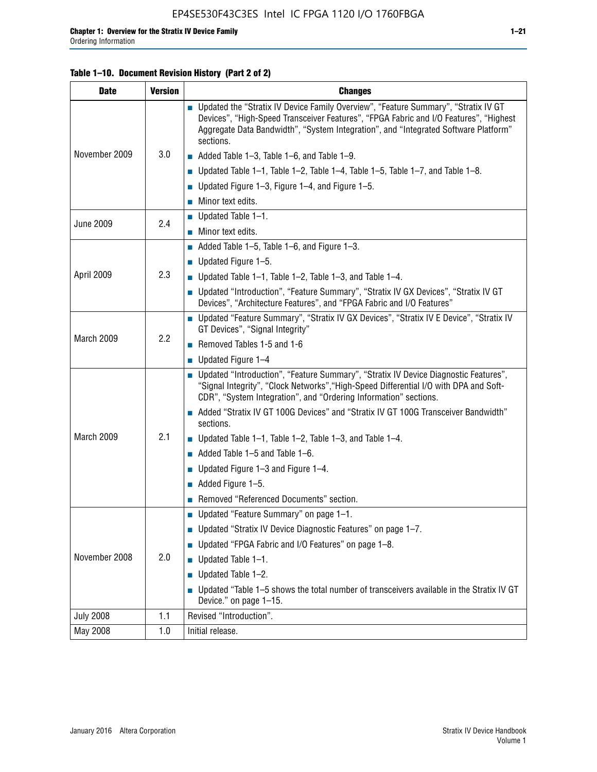**Table 1–10. Document Revision History (Part 2 of 2)**

| Date | Version | Changes |
|---|---|---|
| November 2009 | 3.0 | ■ Updated the "Stratix IV Device Family Overview", "Feature Summary", "Stratix IV GT Devices", "High-Speed Transceiver Features", "FPGA Fabric and I/O Features", "Highest Aggregate Data Bandwidth", "System Integration", and "Integrated Software Platform" sections.<br>■ Added Table 1–3, Table 1–6, and Table 1–9.<br>■ Updated Table 1–1, Table 1–2, Table 1–4, Table 1–5, Table 1–7, and Table 1–8.<br>■ Updated Figure 1–3, Figure 1–4, and Figure 1–5.<br>■ Minor text edits. |
| June 2009 | 2.4 | ■ Updated Table 1–1.<br>■ Minor text edits. |
| April 2009 | 2.3 | ■ Added Table 1–5, Table 1–6, and Figure 1–3.<br>■ Updated Figure 1–5.<br>■ Updated Table 1–1, Table 1–2, Table 1–3, and Table 1–4.<br>■ Updated "Introduction", "Feature Summary", "Stratix IV GX Devices", "Stratix IV GT Devices", "Architecture Features", and "FPGA Fabric and I/O Features" |
| March 2009 | 2.2 | ■ Updated "Feature Summary", "Stratix IV GX Devices", "Stratix IV E Device", "Stratix IV GT Devices", "Signal Integrity"<br>■ Removed Tables 1-5 and 1-6<br>■ Updated Figure 1–4 |
| March 2009 | 2.1 | ■ Updated "Introduction", "Feature Summary", "Stratix IV Device Diagnostic Features", "Signal Integrity", "Clock Networks","High-Speed Differential I/O with DPA and Soft-CDR", "System Integration", and "Ordering Information" sections.<br>■ Added "Stratix IV GT 100G Devices" and "Stratix IV GT 100G Transceiver Bandwidth" sections.<br>■ Updated Table 1–1, Table 1–2, Table 1–3, and Table 1–4.<br>■ Added Table 1–5 and Table 1–6.<br>■ Updated Figure 1–3 and Figure 1–4.<br>■ Added Figure 1–5.<br>■ Removed "Referenced Documents" section. |
| November 2008 | 2.0 | ■ Updated "Feature Summary" on page 1–1.<br>■ Updated "Stratix IV Device Diagnostic Features" on page 1–7.<br>■ Updated "FPGA Fabric and I/O Features" on page 1–8.<br>■ Updated Table 1–1.<br>■ Updated Table 1–2.<br>■ Updated "Table 1–5 shows the total number of transceivers available in the Stratix IV GT Device." on page 1–15. |
| July 2008 | 1.1 | Revised "Introduction". |
| May 2008 | 1.0 | Initial release. |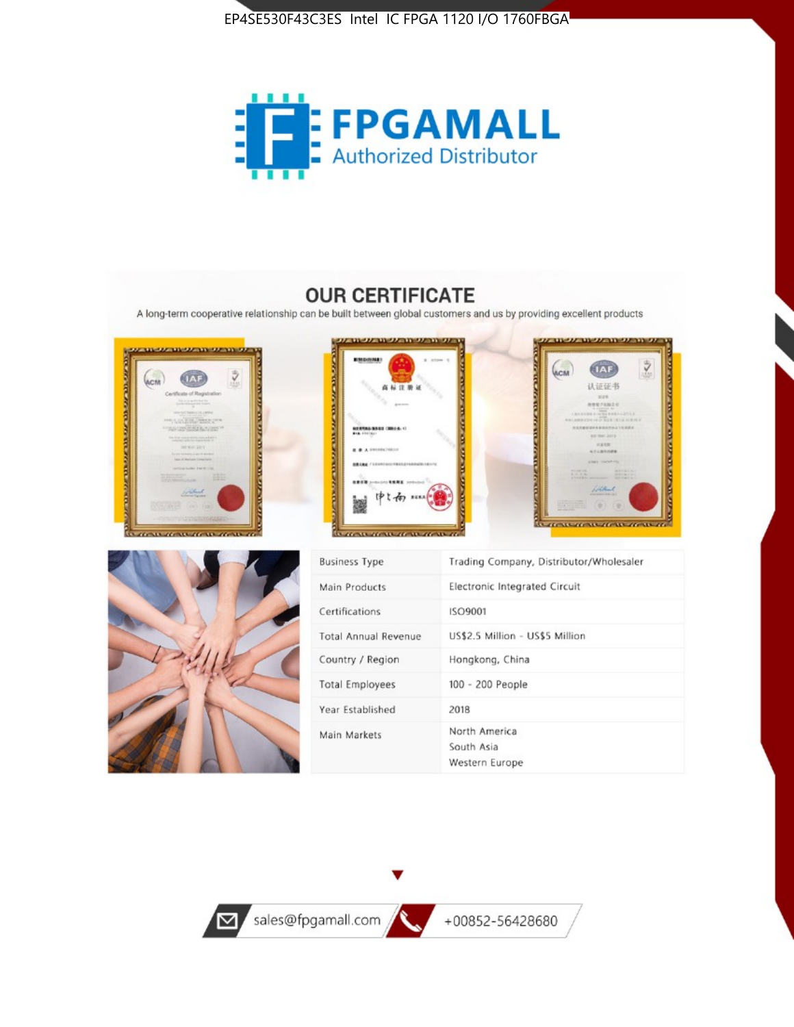FPGAMALL
Authorized Distributor

## OUR CERTIFICATE

A long-term cooperative relationship can be built between global customers and us by providing excellent products

| | |
|---|---|
| Business Type | Trading Company, Distributor/Wholesaler |
| Main Products | Electronic Integrated Circuit |
| Certifications | ISO9001 |
| Total Annual Revenue | US$2.5 Million - US$5 Million |
| Country / Region | Hongkong, China |
| Total Employees | 100 - 200 People |
| Year Established | 2018 |
| Main Markets | North America<br>South Asia<br>Western Europe |

sales@fpgamall.com

+00852-56428680